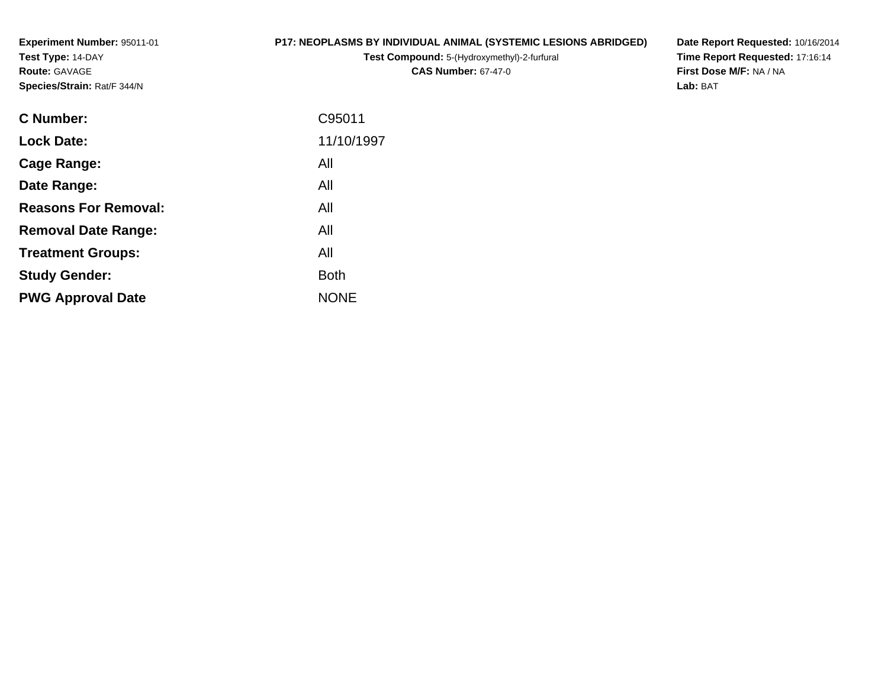**Experiment Number:** 95011-01
**Test Type:** 14-DAY
**Route:** GAVAGE
**Species/Strain:** Rat/F 344/N

**P17: NEOPLASMS BY INDIVIDUAL ANIMAL (SYSTEMIC LESIONS ABRIDGED)**
**Test Compound:** 5-(Hydroxymethyl)-2-furfural
**CAS Number:** 67-47-0

**Date Report Requested:** 10/16/2014
**Time Report Requested:** 17:16:14
**First Dose M/F:** NA / NA
**Lab:** BAT

| | |
|---|---|
| **C Number:** | C95011 |
| **Lock Date:** | 11/10/1997 |
| **Cage Range:** | All |
| **Date Range:** | All |
| **Reasons For Removal:** | All |
| **Removal Date Range:** | All |
| **Treatment Groups:** | All |
| **Study Gender:** | Both |
| **PWG Approval Date** | NONE |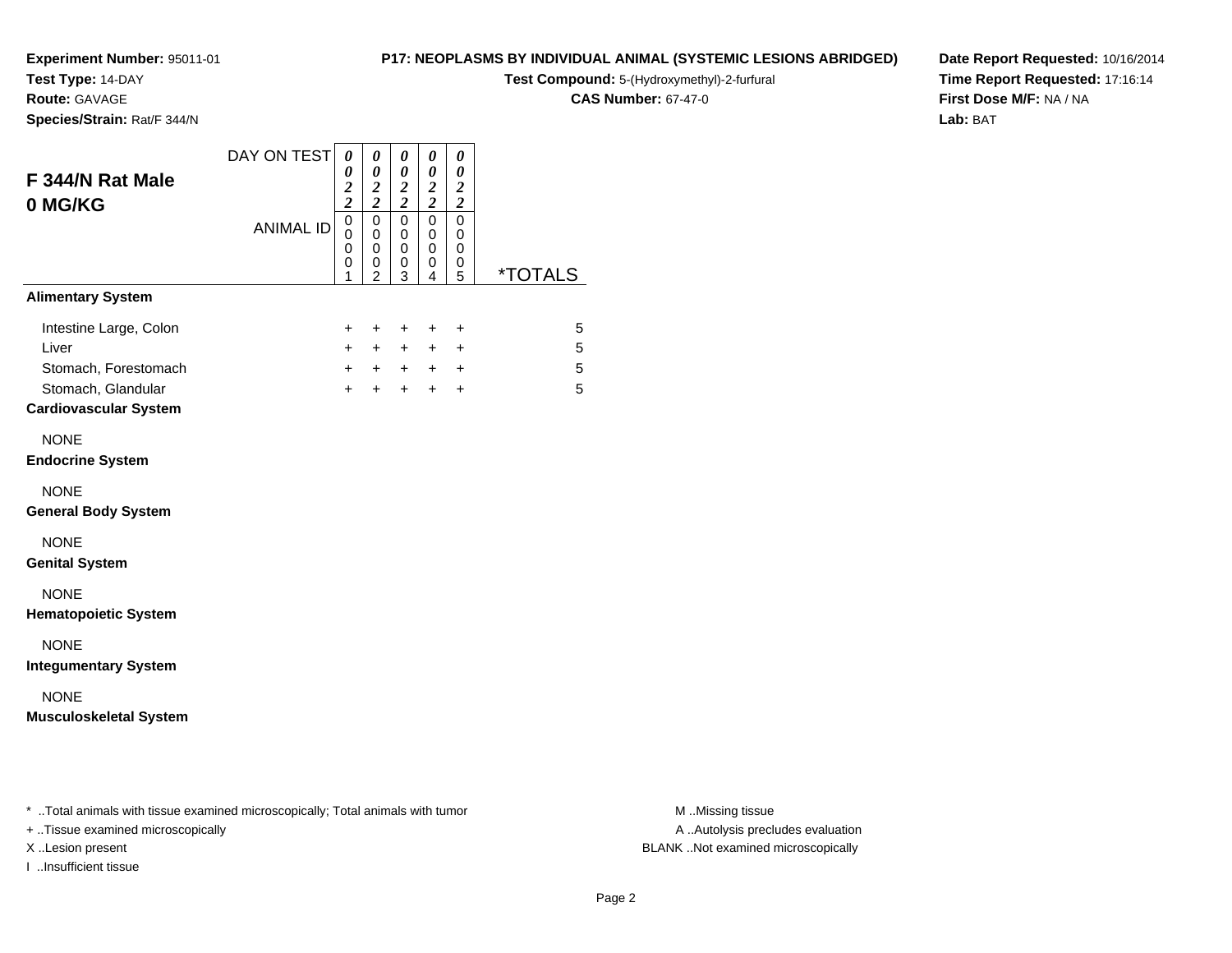**Experiment Number:** 95011-01
**Test Type:** 14-DAY
**Route:** GAVAGE
**Species/Strain:** Rat/F 344/N

**P17: NEOPLASMS BY INDIVIDUAL ANIMAL (SYSTEMIC LESIONS ABRIDGED)**
**Test Compound:** 5-(Hydroxymethyl)-2-furfural
**CAS Number:** 67-47-0

**Date Report Requested:** 10/16/2014
**Time Report Requested:** 17:16:14
**First Dose M/F:** NA / NA
**Lab:** BAT

## F 344/N Rat Male 0 MG/KG

| DAY ON TEST | 0022 | 0022 | 0022 | 0022 | 0022 | |
|---|---|---|---|---|---|---|
| ANIMAL ID | 00001 | 00002 | 00003 | 00004 | 00005 | *TOTALS |
| **Alimentary System** | | | | | | |
| Intestine Large, Colon | + | + | + | + | + | 5 |
| Liver | + | + | + | + | + | 5 |
| Stomach, Forestomach | + | + | + | + | + | 5 |
| Stomach, Glandular | + | + | + | + | + | 5 |
| **Cardiovascular System** | | | | | | |
| NONE | | | | | | |
| **Endocrine System** | | | | | | |
| NONE | | | | | | |
| **General Body System** | | | | | | |
| NONE | | | | | | |
| **Genital System** | | | | | | |
| NONE | | | | | | |
| **Hematopoietic System** | | | | | | |
| NONE | | | | | | |
| **Integumentary System** | | | | | | |
| NONE | | | | | | |
| **Musculoskeletal System** | | | | | | |

* ..Total animals with tissue examined microscopically; Total animals with tumor
+ ..Tissue examined microscopically
X ..Lesion present
I ..Insufficient tissue

M ..Missing tissue
A ..Autolysis precludes evaluation
BLANK ..Not examined microscopically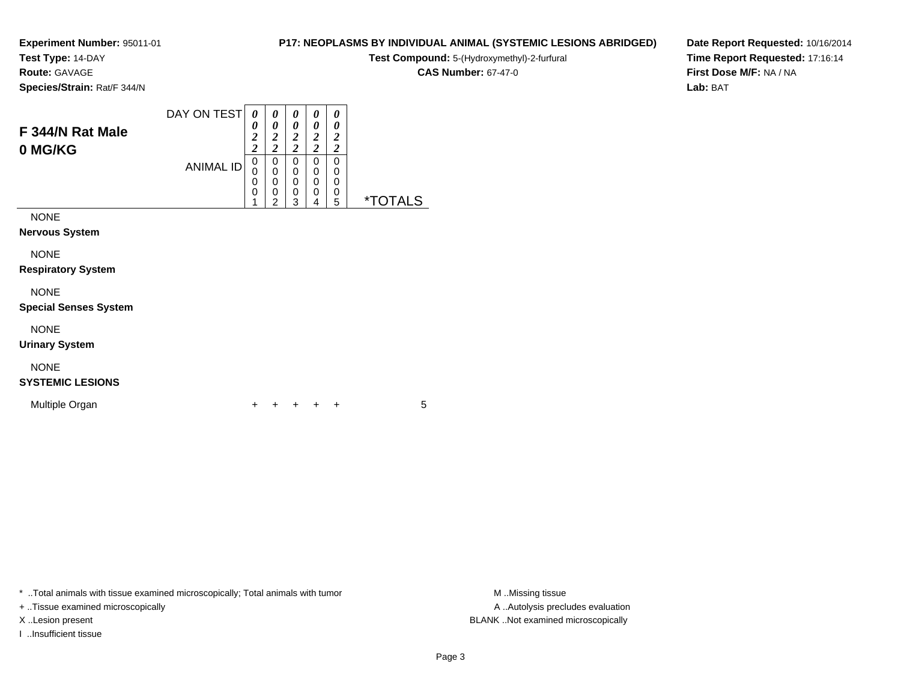**Experiment Number:** 95011-01
**Test Type:** 14-DAY
**Route:** GAVAGE
**Species/Strain:** Rat/F 344/N

**P17: NEOPLASMS BY INDIVIDUAL ANIMAL (SYSTEMIC LESIONS ABRIDGED)**
**Test Compound:** 5-(Hydroxymethyl)-2-furfural
**CAS Number:** 67-47-0

**Date Report Requested:** 10/16/2014
**Time Report Requested:** 17:16:14
**First Dose M/F:** NA / NA
**Lab:** BAT

## F 344/N Rat Male
## 0 MG/KG

| DAY ON TEST | 0022 | 0022 | 0022 | 0022 | 0022 | |
|---|---|---|---|---|---|---|
| ANIMAL ID | 00001 | 00002 | 00003 | 00004 | 00005 | *TOTALS |
| NONE | | | | | | |
| **Nervous System** | | | | | | |
| NONE | | | | | | |
| **Respiratory System** | | | | | | |
| NONE | | | | | | |
| **Special Senses System** | | | | | | |
| NONE | | | | | | |
| **Urinary System** | | | | | | |
| NONE | | | | | | |
| **SYSTEMIC LESIONS** | | | | | | |
| Multiple Organ | + | + | + | + | + | 5 |

* ..Total animals with tissue examined microscopically; Total animals with tumor
+ ..Tissue examined microscopically
X ..Lesion present
I ..Insufficient tissue

M ..Missing tissue
A ..Autolysis precludes evaluation
BLANK ..Not examined microscopically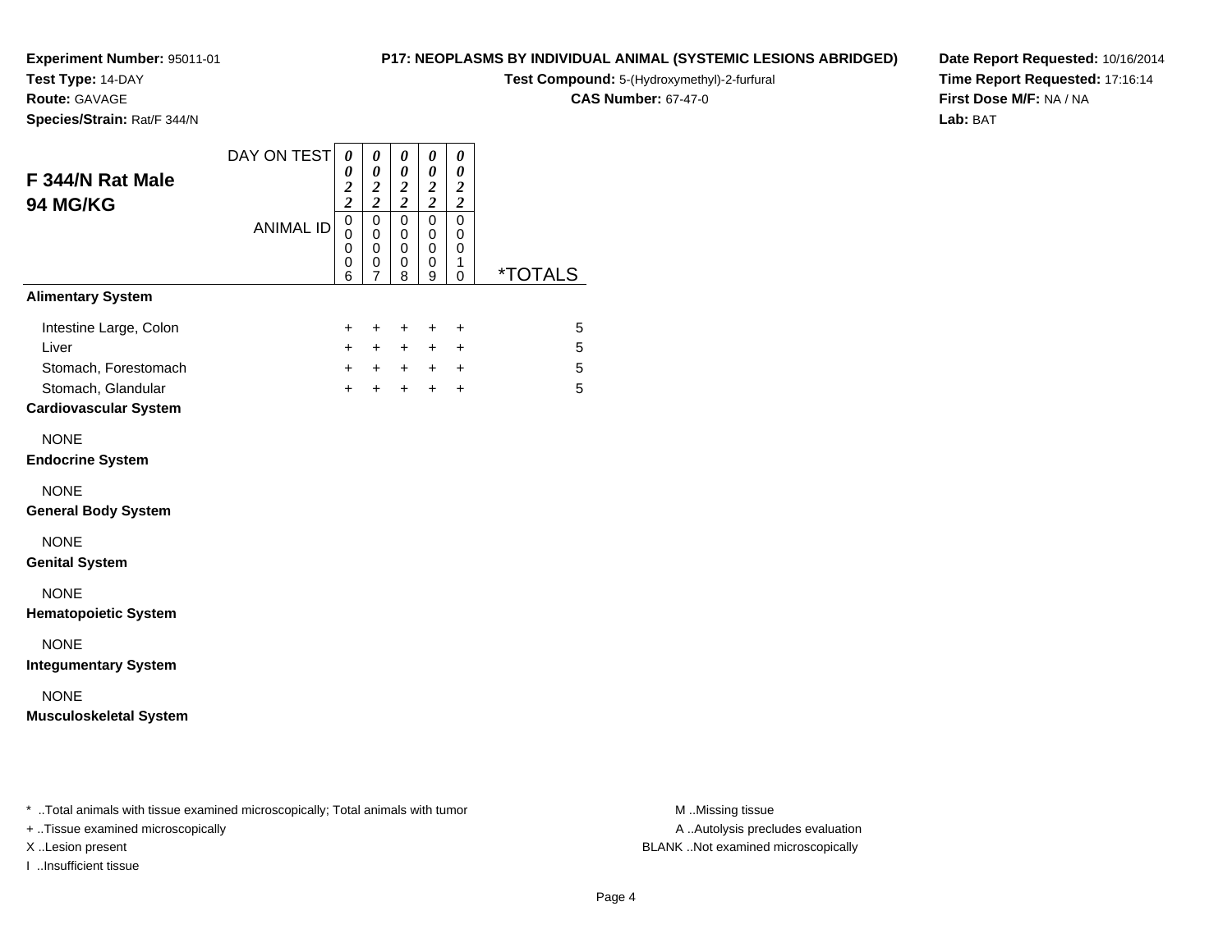**Experiment Number:** 95011-01
**Test Type:** 14-DAY
**Route:** GAVAGE
**Species/Strain:** Rat/F 344/N

**P17: NEOPLASMS BY INDIVIDUAL ANIMAL (SYSTEMIC LESIONS ABRIDGED)**
**Test Compound:** 5-(Hydroxymethyl)-2-furfural
**CAS Number:** 67-47-0

**Date Report Requested:** 10/16/2014
**Time Report Requested:** 17:16:14
**First Dose M/F:** NA / NA
**Lab:** BAT

## F 344/N Rat Male
## 94 MG/KG

| DAY ON TEST | 0022 | 0022 | 0022 | 0022 | 0022 | |
|---|---|---|---|---|---|---|
| ANIMAL ID | 00006 | 00007 | 00008 | 00009 | 00010 | *TOTALS |
| **Alimentary System** | | | | | | |
| Intestine Large, Colon | + | + | + | + | + | 5 |
| Liver | + | + | + | + | + | 5 |
| Stomach, Forestomach | + | + | + | + | + | 5 |
| Stomach, Glandular | + | + | + | + | + | 5 |
| **Cardiovascular System** | | | | | | |
| NONE | | | | | | |
| **Endocrine System** | | | | | | |
| NONE | | | | | | |
| **General Body System** | | | | | | |
| NONE | | | | | | |
| **Genital System** | | | | | | |
| NONE | | | | | | |
| **Hematopoietic System** | | | | | | |
| NONE | | | | | | |
| **Integumentary System** | | | | | | |
| NONE | | | | | | |
| **Musculoskeletal System** | | | | | | |

* ..Total animals with tissue examined microscopically; Total animals with tumor
+ ..Tissue examined microscopically
X ..Lesion present
I ..Insufficient tissue

M ..Missing tissue
A ..Autolysis precludes evaluation
BLANK ..Not examined microscopically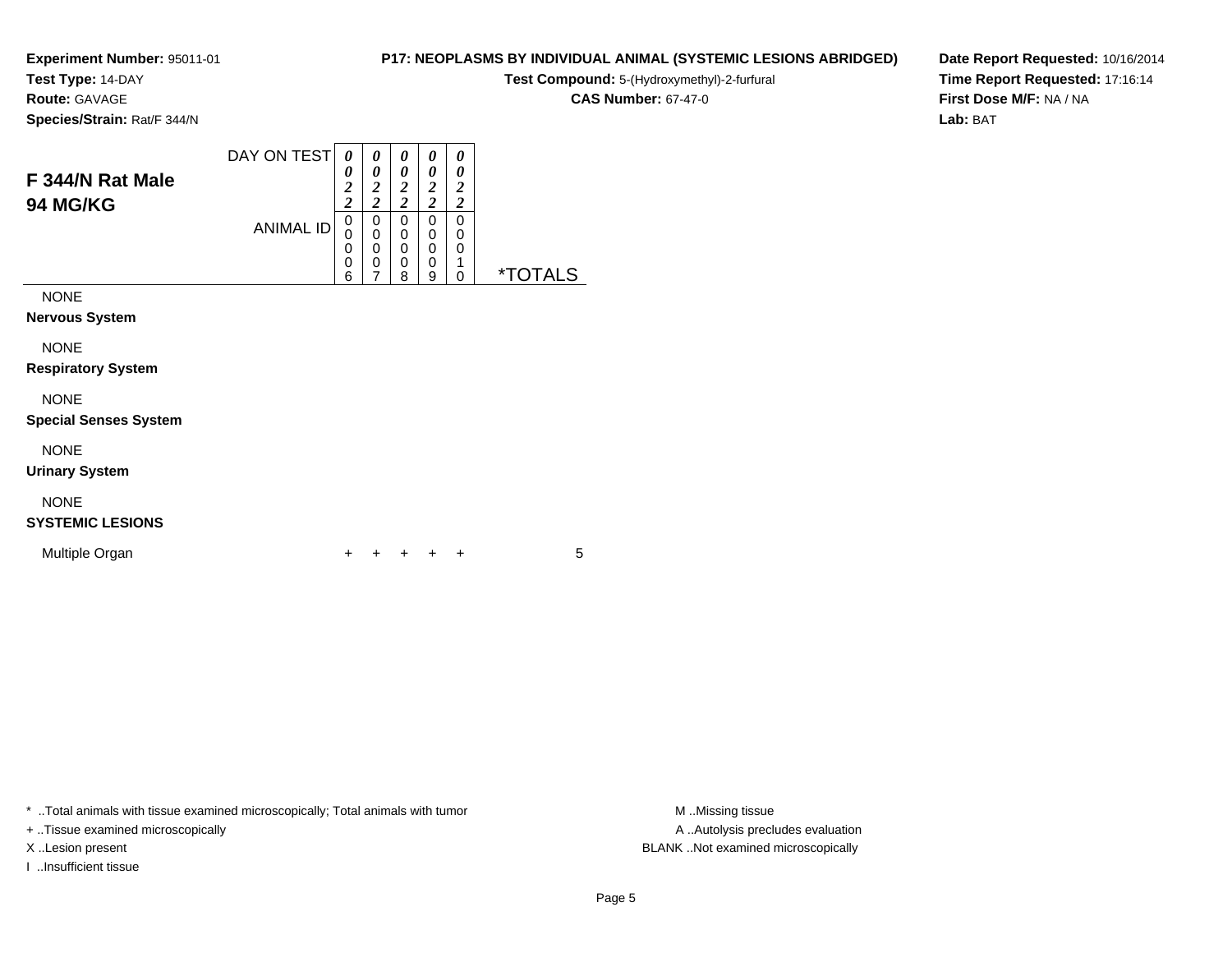**Experiment Number:** 95011-01
**Test Type:** 14-DAY
**Route:** GAVAGE
**Species/Strain:** Rat/F 344/N

**P17: NEOPLASMS BY INDIVIDUAL ANIMAL (SYSTEMIC LESIONS ABRIDGED)**
**Test Compound:** 5-(Hydroxymethyl)-2-furfural
**CAS Number:** 67-47-0

**Date Report Requested:** 10/16/2014
**Time Report Requested:** 17:16:14
**First Dose M/F:** NA / NA
**Lab:** BAT

## F 344/N Rat Male
## 94 MG/KG

| DAY ON TEST | 0022 | 0022 | 0022 | 0022 | 0022 | |
|---|---|---|---|---|---|---|
| ANIMAL ID | 00006 | 00007 | 00008 | 00009 | 00010 | *TOTALS |
| NONE | | | | | | |
| **Nervous System** | | | | | | |
| NONE | | | | | | |
| **Respiratory System** | | | | | | |
| NONE | | | | | | |
| **Special Senses System** | | | | | | |
| NONE | | | | | | |
| **Urinary System** | | | | | | |
| NONE | | | | | | |
| **SYSTEMIC LESIONS** | | | | | | |
| Multiple Organ | + | + | + | + | + | 5 |

* ..Total animals with tissue examined microscopically; Total animals with tumor
+ ..Tissue examined microscopically
X ..Lesion present
I ..Insufficient tissue

M ..Missing tissue
A ..Autolysis precludes evaluation
BLANK ..Not examined microscopically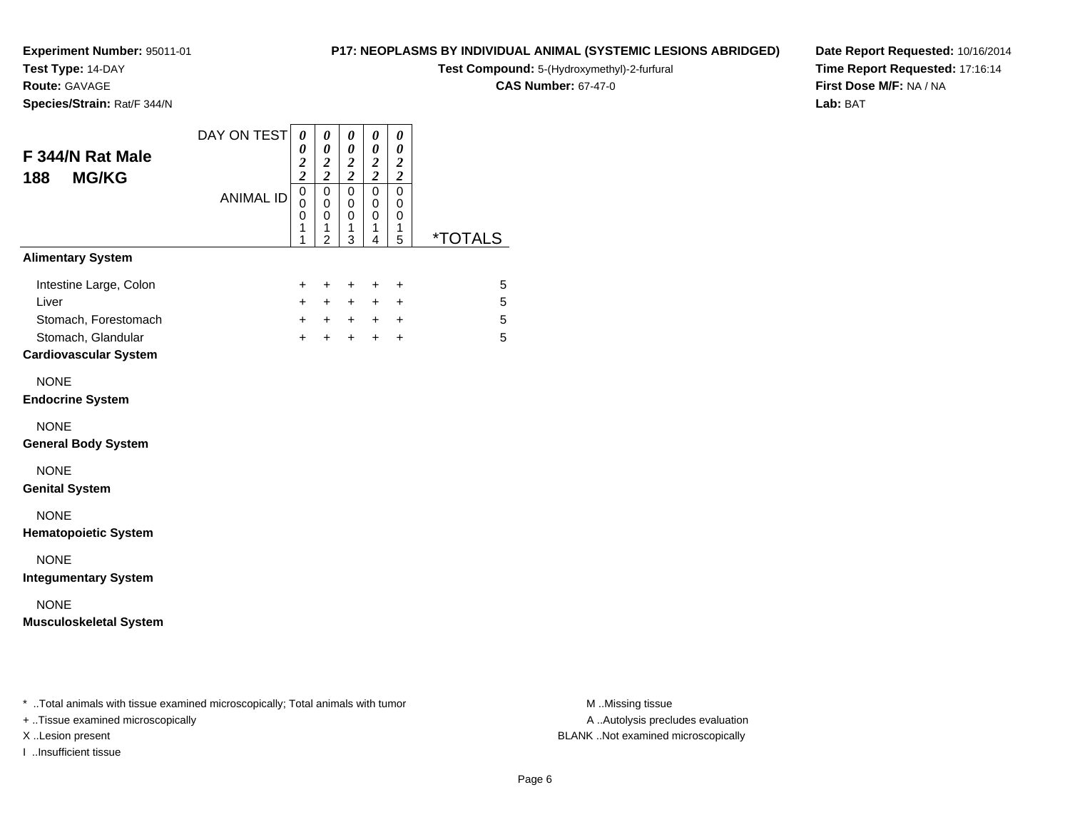**Experiment Number:** 95011-01
**Test Type:** 14-DAY
**Route:** GAVAGE
**Species/Strain:** Rat/F 344/N

**P17: NEOPLASMS BY INDIVIDUAL ANIMAL (SYSTEMIC LESIONS ABRIDGED)**
**Test Compound:** 5-(Hydroxymethyl)-2-furfural
**CAS Number:** 67-47-0

**Date Report Requested:** 10/16/2014
**Time Report Requested:** 17:16:14
**First Dose M/F:** NA / NA
**Lab:** BAT

## F 344/N Rat Male
## 188 MG/KG

| DAY ON TEST | 0022 | 0022 | 0022 | 0022 | 0022 | |
|---|---|---|---|---|---|---|
| ANIMAL ID | 00011 | 00012 | 00013 | 00014 | 00015 | *TOTALS |
| **Alimentary System** | | | | | | |
| Intestine Large, Colon | + | + | + | + | + | 5 |
| Liver | + | + | + | + | + | 5 |
| Stomach, Forestomach | + | + | + | + | + | 5 |
| Stomach, Glandular | + | + | + | + | + | 5 |
| **Cardiovascular System** | | | | | | |
| NONE | | | | | | |
| **Endocrine System** | | | | | | |
| NONE | | | | | | |
| **General Body System** | | | | | | |
| NONE | | | | | | |
| **Genital System** | | | | | | |
| NONE | | | | | | |
| **Hematopoietic System** | | | | | | |
| NONE | | | | | | |
| **Integumentary System** | | | | | | |
| NONE | | | | | | |
| **Musculoskeletal System** | | | | | | |

* ..Total animals with tissue examined microscopically; Total animals with tumor
+ ..Tissue examined microscopically
X ..Lesion present
I ..Insufficient tissue

M ..Missing tissue
A ..Autolysis precludes evaluation
BLANK ..Not examined microscopically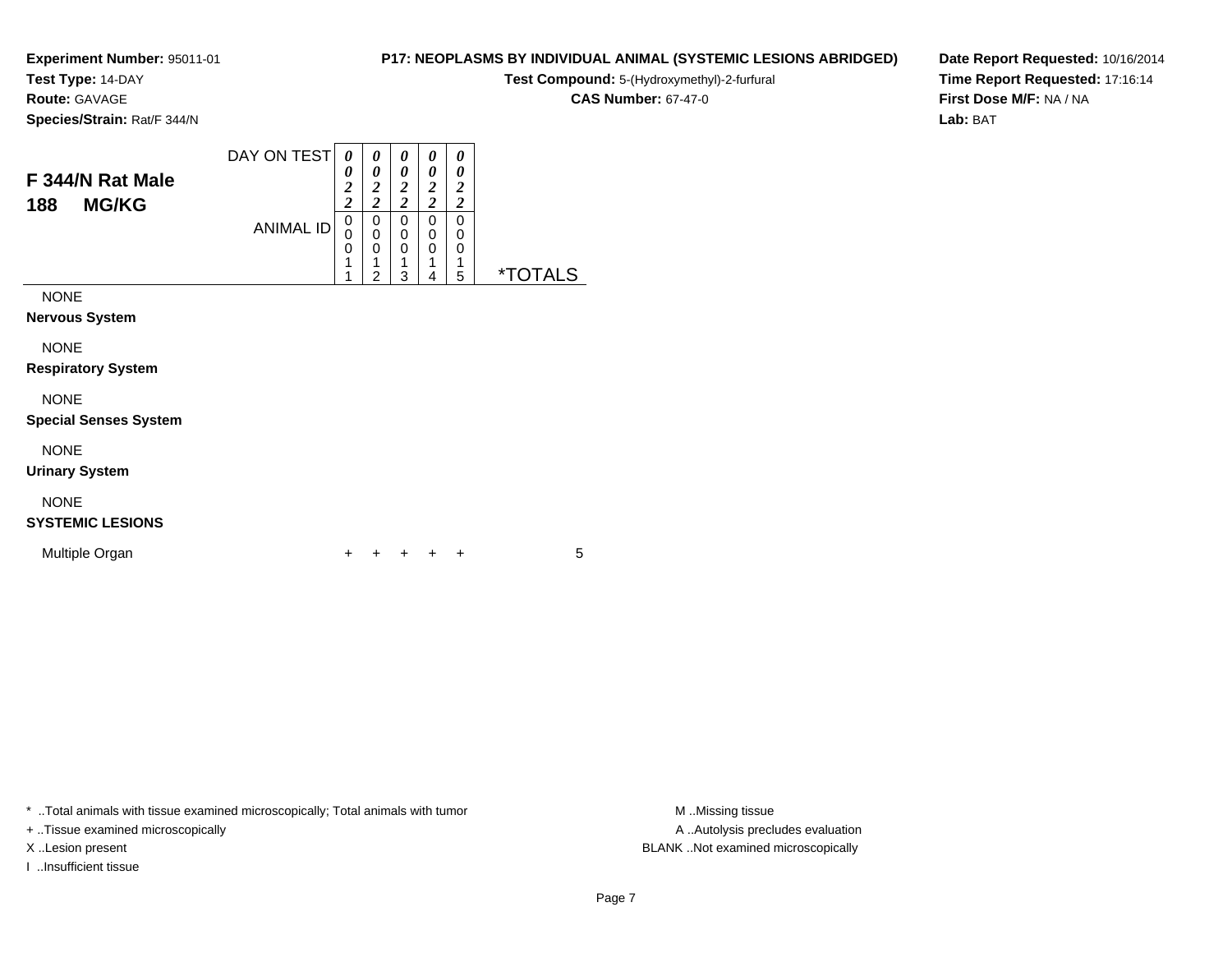**Experiment Number:** 95011-01
**Test Type:** 14-DAY
**Route:** GAVAGE
**Species/Strain:** Rat/F 344/N

**P17: NEOPLASMS BY INDIVIDUAL ANIMAL (SYSTEMIC LESIONS ABRIDGED)**
**Test Compound:** 5-(Hydroxymethyl)-2-furfural
**CAS Number:** 67-47-0

**Date Report Requested:** 10/16/2014
**Time Report Requested:** 17:16:14
**First Dose M/F:** NA / NA
**Lab:** BAT

## F 344/N Rat Male
## 188 MG/KG

| DAY ON TEST | 0022 | 0022 | 0022 | 0022 | 0022 | |
|---|---|---|---|---|---|---|
| ANIMAL ID | 00011 | 00012 | 00013 | 00014 | 00015 | *TOTALS |
| NONE | | | | | | |
| **Nervous System** | | | | | | |
| NONE | | | | | | |
| **Respiratory System** | | | | | | |
| NONE | | | | | | |
| **Special Senses System** | | | | | | |
| NONE | | | | | | |
| **Urinary System** | | | | | | |
| NONE | | | | | | |
| **SYSTEMIC LESIONS** | | | | | | |
| Multiple Organ | + | + | + | + | + | 5 |

* ..Total animals with tissue examined microscopically; Total animals with tumor
+ ..Tissue examined microscopically
X ..Lesion present
I ..Insufficient tissue

M ..Missing tissue
A ..Autolysis precludes evaluation
BLANK ..Not examined microscopically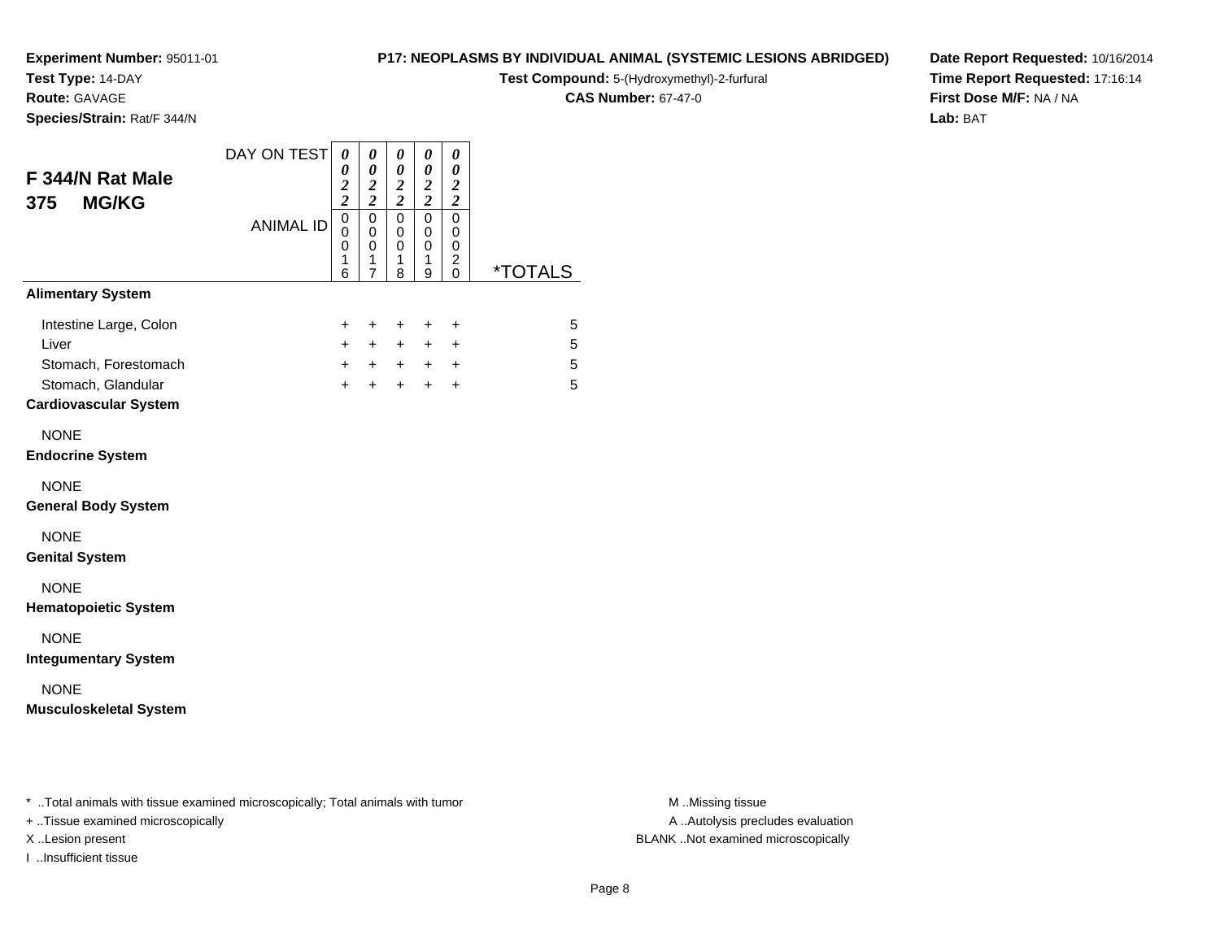**Experiment Number:** 95011-01
**Test Type:** 14-DAY
**Route:** GAVAGE
**Species/Strain:** Rat/F 344/N

**P17: NEOPLASMS BY INDIVIDUAL ANIMAL (SYSTEMIC LESIONS ABRIDGED)**
**Test Compound:** 5-(Hydroxymethyl)-2-furfural
**CAS Number:** 67-47-0

**Date Report Requested:** 10/16/2014
**Time Report Requested:** 17:16:14
**First Dose M/F:** NA / NA
**Lab:** BAT

## F 344/N Rat Male
## 375 MG/KG

| DAY ON TEST | 0022 | 0022 | 0022 | 0022 | 0022 | |
|---|---|---|---|---|---|---|
| ANIMAL ID | 00016 | 00017 | 00018 | 00019 | 00020 | *TOTALS |
| **Alimentary System** | | | | | | |
| Intestine Large, Colon | + | + | + | + | + | 5 |
| Liver | + | + | + | + | + | 5 |
| Stomach, Forestomach | + | + | + | + | + | 5 |
| Stomach, Glandular | + | + | + | + | + | 5 |
| **Cardiovascular System** | | | | | | |
| NONE | | | | | | |
| **Endocrine System** | | | | | | |
| NONE | | | | | | |
| **General Body System** | | | | | | |
| NONE | | | | | | |
| **Genital System** | | | | | | |
| NONE | | | | | | |
| **Hematopoietic System** | | | | | | |
| NONE | | | | | | |
| **Integumentary System** | | | | | | |
| NONE | | | | | | |
| **Musculoskeletal System** | | | | | | |

\* ..Total animals with tissue examined microscopically; Total animals with tumor
\+ ..Tissue examined microscopically
X ..Lesion present
I ..Insufficient tissue

M ..Missing tissue
A ..Autolysis precludes evaluation
BLANK ..Not examined microscopically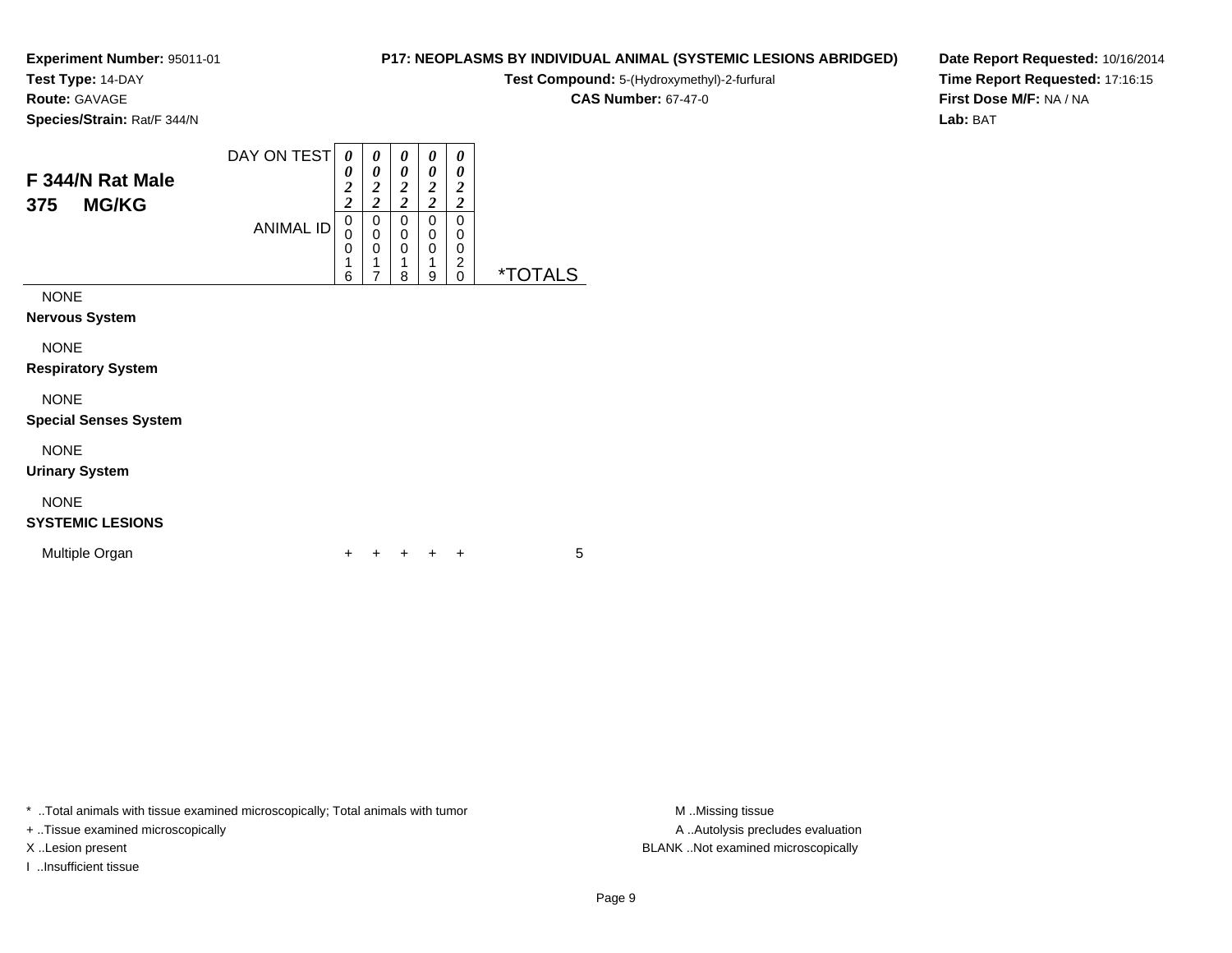**Experiment Number:** 95011-01
**Test Type:** 14-DAY
**Route:** GAVAGE
**Species/Strain:** Rat/F 344/N

**P17: NEOPLASMS BY INDIVIDUAL ANIMAL (SYSTEMIC LESIONS ABRIDGED)**
**Test Compound:** 5-(Hydroxymethyl)-2-furfural
**CAS Number:** 67-47-0

**Date Report Requested:** 10/16/2014
**Time Report Requested:** 17:16:15
**First Dose M/F:** NA / NA
**Lab:** BAT

## F 344/N Rat Male
## 375 MG/KG

| DAY ON TEST | 0022 | 0022 | 0022 | 0022 | 0022 | |
|---|---|---|---|---|---|---|
| ANIMAL ID | 00016 | 00017 | 00018 | 00019 | 00020 | *TOTALS |
| NONE | | | | | | |
| **Nervous System** | | | | | | |
| NONE | | | | | | |
| **Respiratory System** | | | | | | |
| NONE | | | | | | |
| **Special Senses System** | | | | | | |
| NONE | | | | | | |
| **Urinary System** | | | | | | |
| NONE | | | | | | |
| **SYSTEMIC LESIONS** | | | | | | |
| Multiple Organ | + | + | + | + | + | 5 |

* ..Total animals with tissue examined microscopically; Total animals with tumor
+ ..Tissue examined microscopically
X ..Lesion present
I ..Insufficient tissue

M ..Missing tissue
A ..Autolysis precludes evaluation
BLANK ..Not examined microscopically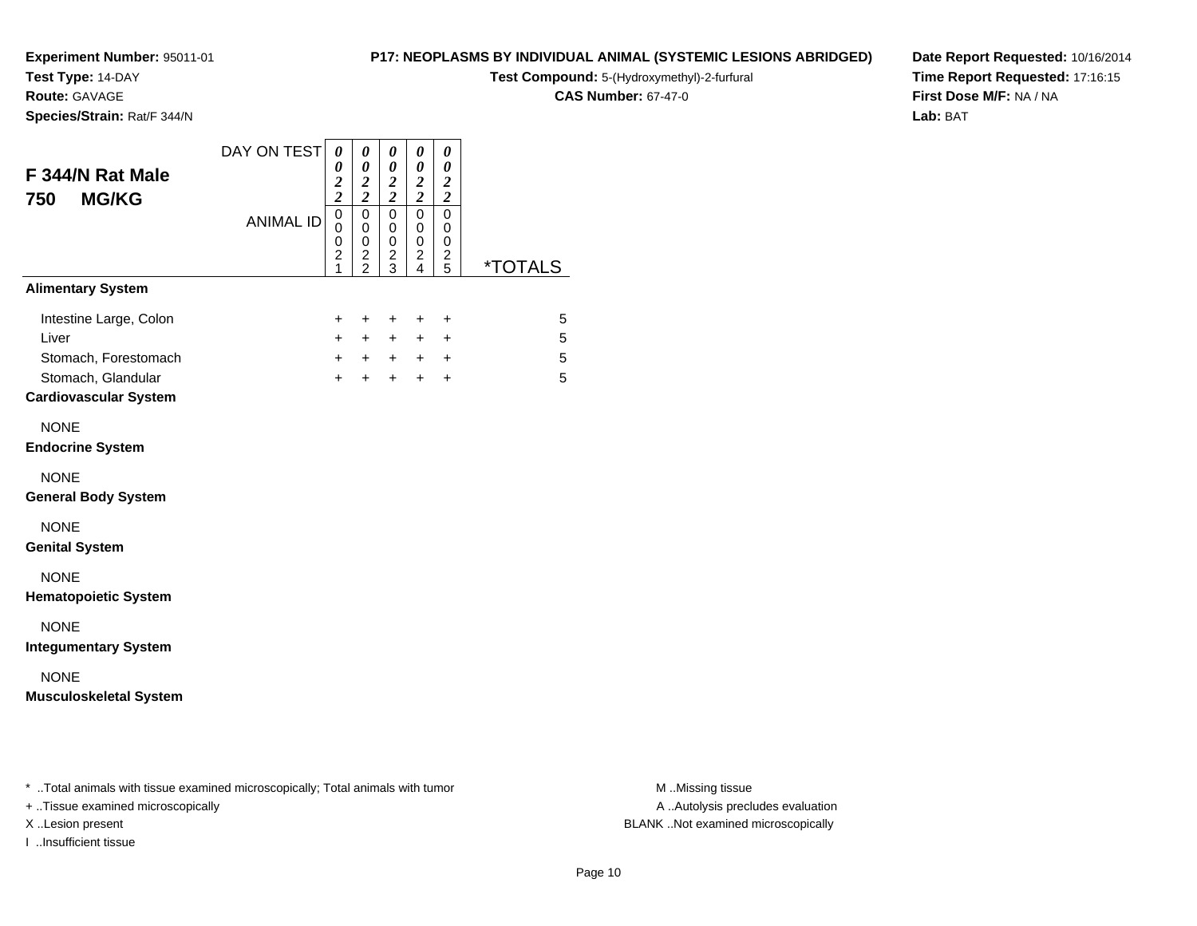**Experiment Number:** 95011-01
**Test Type:** 14-DAY
**Route:** GAVAGE
**Species/Strain:** Rat/F 344/N

**P17: NEOPLASMS BY INDIVIDUAL ANIMAL (SYSTEMIC LESIONS ABRIDGED)**
**Test Compound:** 5-(Hydroxymethyl)-2-furfural
**CAS Number:** 67-47-0

**Date Report Requested:** 10/16/2014
**Time Report Requested:** 17:16:15
**First Dose M/F:** NA / NA
**Lab:** BAT

## F 344/N Rat Male
## 750 MG/KG

| DAY ON TEST | 0022 | 0022 | 0022 | 0022 | 0022 | |
|---|---|---|---|---|---|---|
| ANIMAL ID | 00021 | 00022 | 00023 | 00024 | 00025 | *TOTALS |
| **Alimentary System** | | | | | | |
| Intestine Large, Colon | + | + | + | + | + | 5 |
| Liver | + | + | + | + | + | 5 |
| Stomach, Forestomach | + | + | + | + | + | 5 |
| Stomach, Glandular | + | + | + | + | + | 5 |
| **Cardiovascular System** | | | | | | |
| NONE | | | | | | |
| **Endocrine System** | | | | | | |
| NONE | | | | | | |
| **General Body System** | | | | | | |
| NONE | | | | | | |
| **Genital System** | | | | | | |
| NONE | | | | | | |
| **Hematopoietic System** | | | | | | |
| NONE | | | | | | |
| **Integumentary System** | | | | | | |
| NONE | | | | | | |
| **Musculoskeletal System** | | | | | | |

* ..Total animals with tissue examined microscopically; Total animals with tumor
+ ..Tissue examined microscopically
X ..Lesion present
I ..Insufficient tissue

M ..Missing tissue
A ..Autolysis precludes evaluation
BLANK ..Not examined microscopically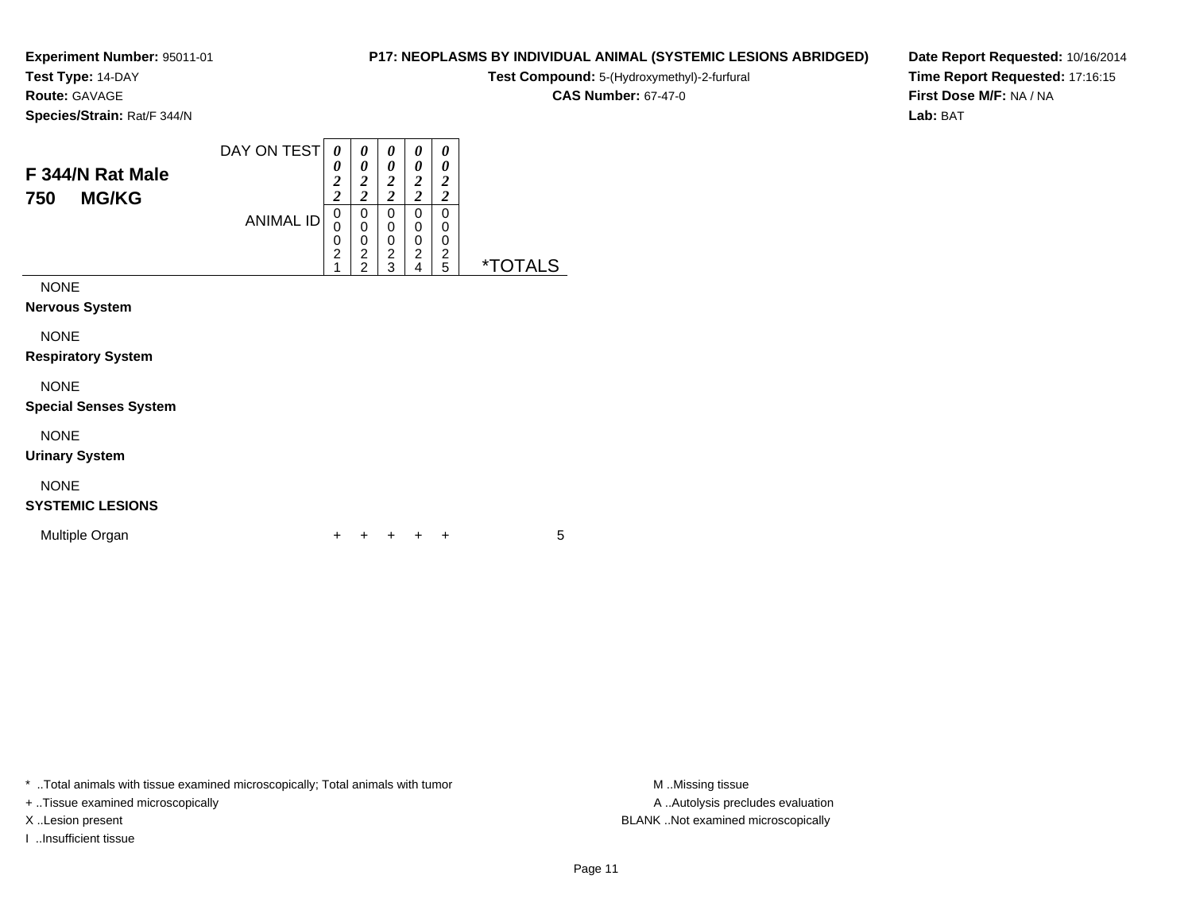**Experiment Number:** 95011-01
**Test Type:** 14-DAY
**Route:** GAVAGE
**Species/Strain:** Rat/F 344/N

**P17: NEOPLASMS BY INDIVIDUAL ANIMAL (SYSTEMIC LESIONS ABRIDGED)**
**Test Compound:** 5-(Hydroxymethyl)-2-furfural
**CAS Number:** 67-47-0

**Date Report Requested:** 10/16/2014
**Time Report Requested:** 17:16:15
**First Dose M/F:** NA / NA
**Lab:** BAT

## F 344/N Rat Male
## 750 MG/KG

| DAY ON TEST | 0022 | 0022 | 0022 | 0022 | 0022 | |
|---|---|---|---|---|---|---|
| ANIMAL ID | 00021 | 00022 | 00023 | 00024 | 00025 | *TOTALS |
| NONE | | | | | | |
| **Nervous System** | | | | | | |
| NONE | | | | | | |
| **Respiratory System** | | | | | | |
| NONE | | | | | | |
| **Special Senses System** | | | | | | |
| NONE | | | | | | |
| **Urinary System** | | | | | | |
| NONE | | | | | | |
| **SYSTEMIC LESIONS** | | | | | | |
| Multiple Organ | + | + | + | + | + | 5 |

* ..Total animals with tissue examined microscopically; Total animals with tumor
+ ..Tissue examined microscopically
X ..Lesion present
I ..Insufficient tissue

M ..Missing tissue
A ..Autolysis precludes evaluation
BLANK ..Not examined microscopically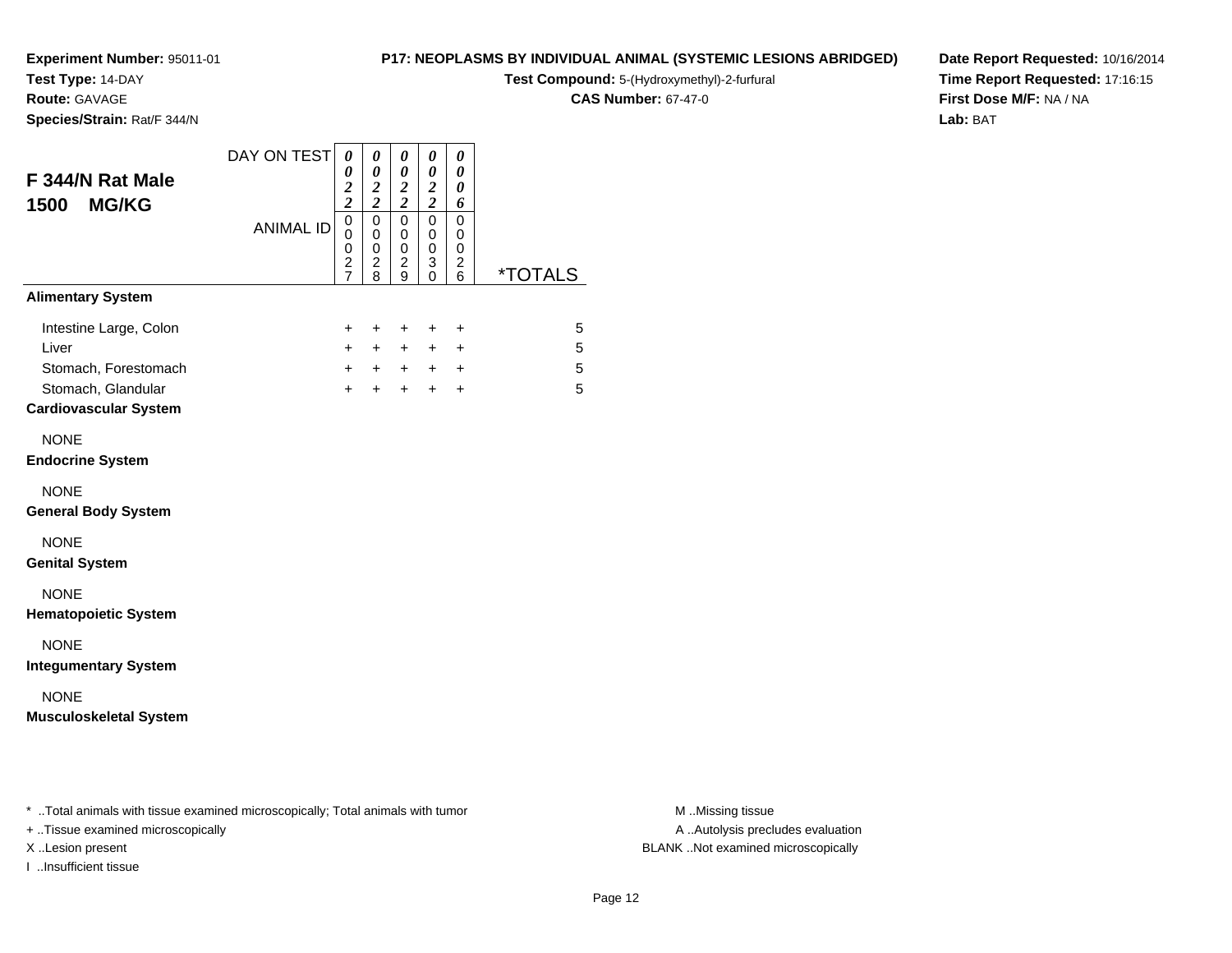**Experiment Number:** 95011-01
**Test Type:** 14-DAY
**Route:** GAVAGE
**Species/Strain:** Rat/F 344/N

**P17: NEOPLASMS BY INDIVIDUAL ANIMAL (SYSTEMIC LESIONS ABRIDGED)**
**Test Compound:** 5-(Hydroxymethyl)-2-furfural
**CAS Number:** 67-47-0

**Date Report Requested:** 10/16/2014
**Time Report Requested:** 17:16:15
**First Dose M/F:** NA / NA
**Lab:** BAT

## F 344/N Rat Male 1500 MG/KG

| DAY ON TEST | 0022 | 0022 | 0022 | 0022 | 0006 | |
|---|---|---|---|---|---|---|
| ANIMAL ID | 00027 | 00028 | 00029 | 00030 | 00026 | *TOTALS |
| **Alimentary System** | | | | | | |
| Intestine Large, Colon | + | + | + | + | + | 5 |
| Liver | + | + | + | + | + | 5 |
| Stomach, Forestomach | + | + | + | + | + | 5 |
| Stomach, Glandular | + | + | + | + | + | 5 |
| **Cardiovascular System** | | | | | | |
| NONE | | | | | | |
| **Endocrine System** | | | | | | |
| NONE | | | | | | |
| **General Body System** | | | | | | |
| NONE | | | | | | |
| **Genital System** | | | | | | |
| NONE | | | | | | |
| **Hematopoietic System** | | | | | | |
| NONE | | | | | | |
| **Integumentary System** | | | | | | |
| NONE | | | | | | |
| **Musculoskeletal System** | | | | | | |

* ..Total animals with tissue examined microscopically; Total animals with tumor
+ ..Tissue examined microscopically
X ..Lesion present
I ..Insufficient tissue

M ..Missing tissue
A ..Autolysis precludes evaluation
BLANK ..Not examined microscopically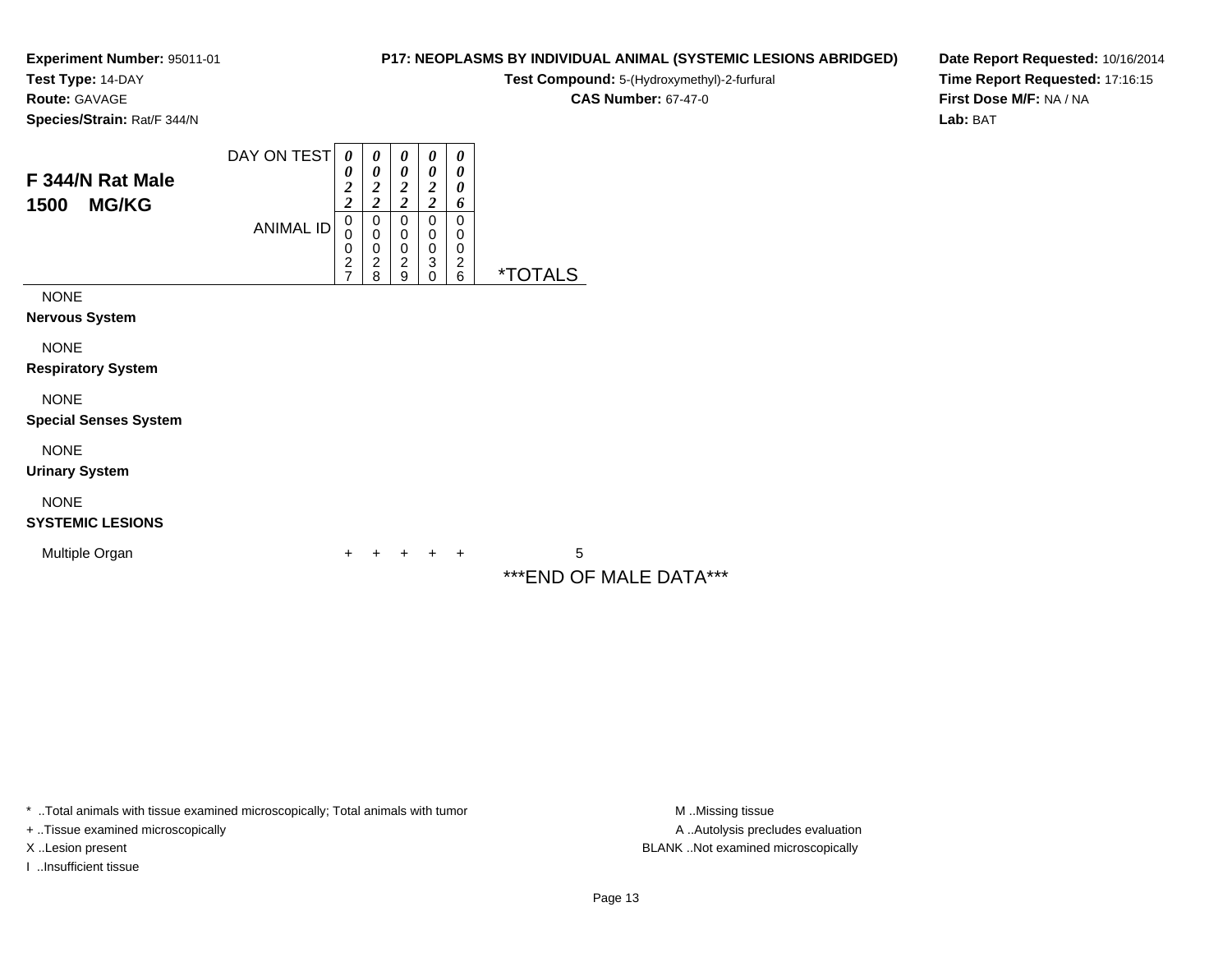**Experiment Number:** 95011-01
**Test Type:** 14-DAY
**Route:** GAVAGE
**Species/Strain:** Rat/F 344/N

**P17: NEOPLASMS BY INDIVIDUAL ANIMAL (SYSTEMIC LESIONS ABRIDGED)**
**Test Compound:** 5-(Hydroxymethyl)-2-furfural
**CAS Number:** 67-47-0

**Date Report Requested:** 10/16/2014
**Time Report Requested:** 17:16:15
**First Dose M/F:** NA / NA
**Lab:** BAT

## F 344/N Rat Male
## 1500 MG/KG

| DAY ON TEST | 0022 | 0022 | 0022 | 0022 | 0006 | |
|---|---|---|---|---|---|---|
| **ANIMAL ID** | 00027 | 00028 | 00029 | 00030 | 00026 | ***TOTALS** |
| NONE | | | | | | |
| **Nervous System** | | | | | | |
| NONE | | | | | | |
| **Respiratory System** | | | | | | |
| NONE | | | | | | |
| **Special Senses System** | | | | | | |
| NONE | | | | | | |
| **Urinary System** | | | | | | |
| NONE | | | | | | |
| **SYSTEMIC LESIONS** | | | | | | |
| Multiple Organ | + | + | + | + | + | 5 |

***END OF MALE DATA***

* ..Total animals with tissue examined microscopically; Total animals with tumor
+ ..Tissue examined microscopically
X ..Lesion present
I ..Insufficient tissue

M ..Missing tissue
A ..Autolysis precludes evaluation
BLANK ..Not examined microscopically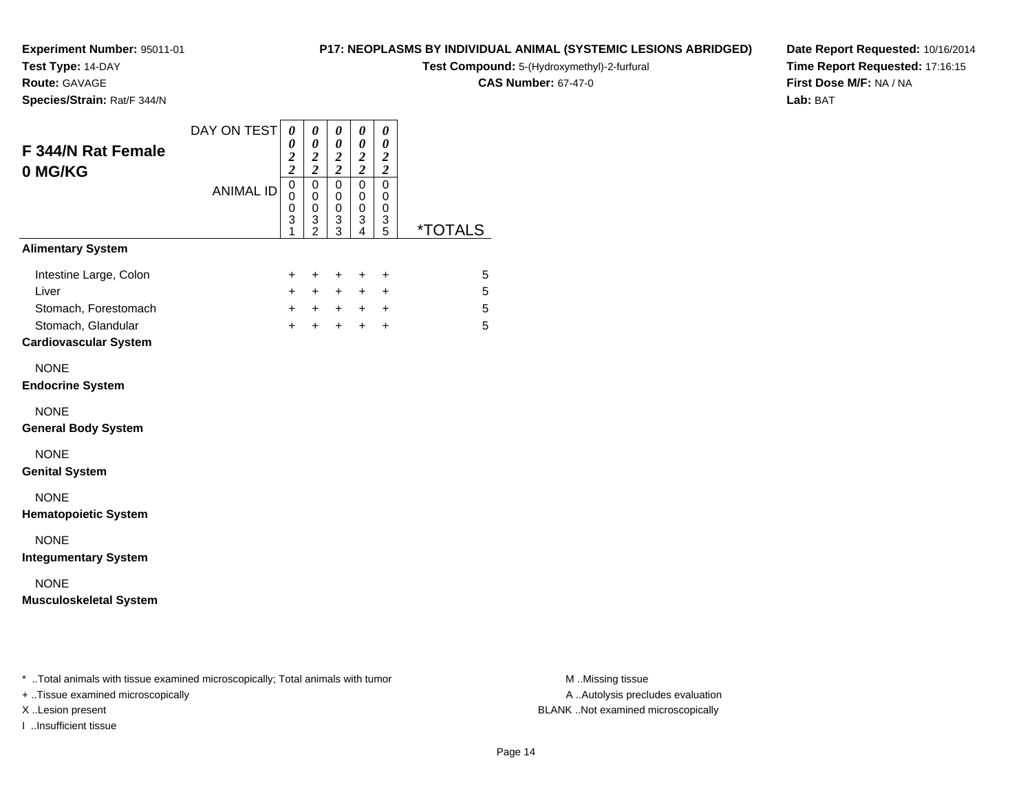**Experiment Number:** 95011-01
**Test Type:** 14-DAY
**Route:** GAVAGE
**Species/Strain:** Rat/F 344/N

**P17: NEOPLASMS BY INDIVIDUAL ANIMAL (SYSTEMIC LESIONS ABRIDGED)**
**Test Compound:** 5-(Hydroxymethyl)-2-furfural
**CAS Number:** 67-47-0

**Date Report Requested:** 10/16/2014
**Time Report Requested:** 17:16:15
**First Dose M/F:** NA / NA
**Lab:** BAT

## F 344/N Rat Female 0 MG/KG

| DAY ON TEST | 0022 | 0022 | 0022 | 0022 | 0022 | |
|---|---|---|---|---|---|---|
| **ANIMAL ID** | 00031 | 00032 | 00033 | 00034 | 00035 | ***TOTALS** |
| **Alimentary System** | | | | | | |
| Intestine Large, Colon | + | + | + | + | + | 5 |
| Liver | + | + | + | + | + | 5 |
| Stomach, Forestomach | + | + | + | + | + | 5 |
| Stomach, Glandular | + | + | + | + | + | 5 |
| **Cardiovascular System** | | | | | | |
| NONE | | | | | | |
| **Endocrine System** | | | | | | |
| NONE | | | | | | |
| **General Body System** | | | | | | |
| NONE | | | | | | |
| **Genital System** | | | | | | |
| NONE | | | | | | |
| **Hematopoietic System** | | | | | | |
| NONE | | | | | | |
| **Integumentary System** | | | | | | |
| NONE | | | | | | |
| **Musculoskeletal System** | | | | | | |

\* ..Total animals with tissue examined microscopically; Total animals with tumor
\+ ..Tissue examined microscopically
X ..Lesion present
I ..Insufficient tissue

M ..Missing tissue
A ..Autolysis precludes evaluation
BLANK ..Not examined microscopically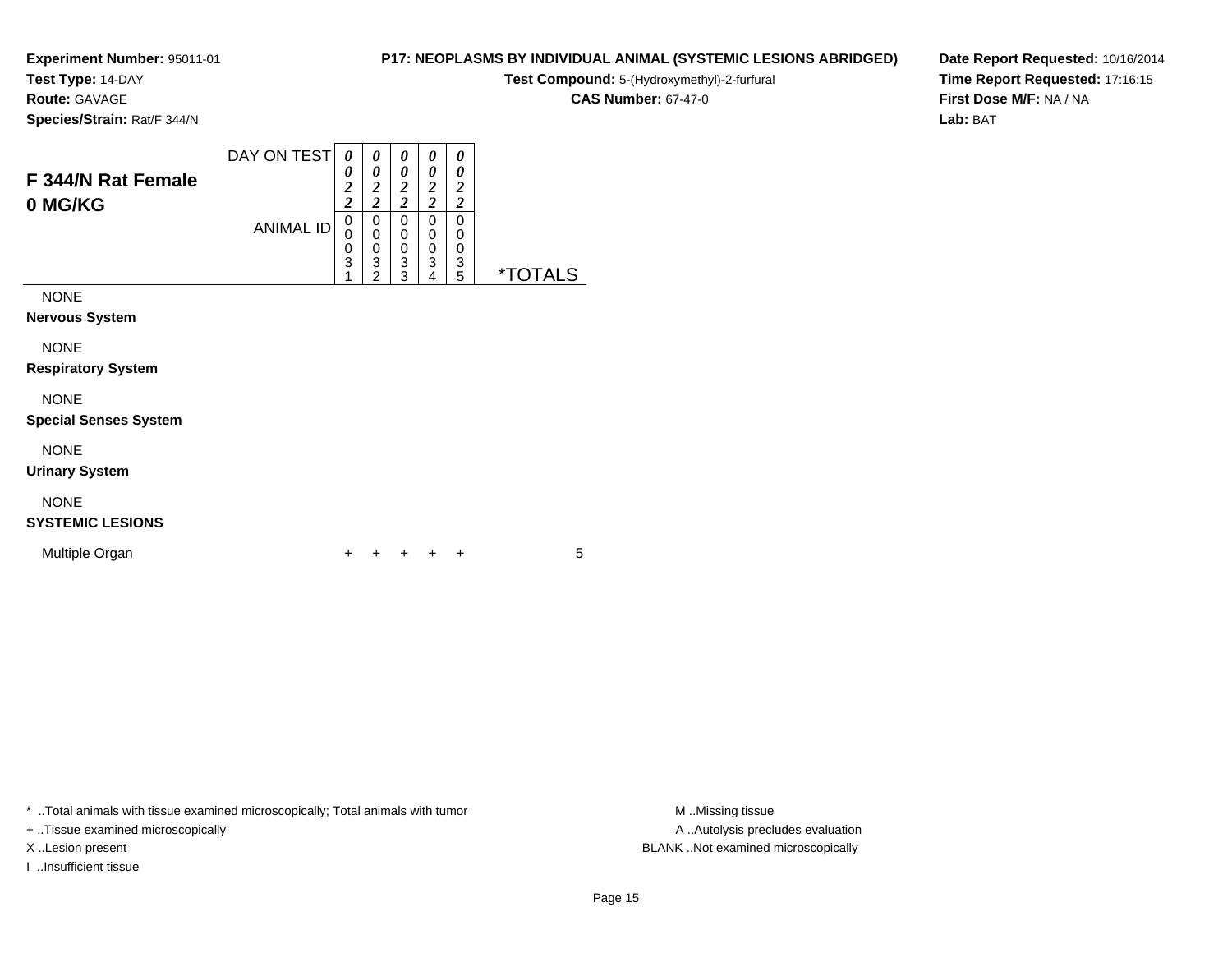**Experiment Number:** 95011-01
**Test Type:** 14-DAY
**Route:** GAVAGE
**Species/Strain:** Rat/F 344/N

**P17: NEOPLASMS BY INDIVIDUAL ANIMAL (SYSTEMIC LESIONS ABRIDGED)**
**Test Compound:** 5-(Hydroxymethyl)-2-furfural
**CAS Number:** 67-47-0

**Date Report Requested:** 10/16/2014
**Time Report Requested:** 17:16:15
**First Dose M/F:** NA / NA
**Lab:** BAT

## F 344/N Rat Female
## 0 MG/KG

| | | | | | | |
|---|---|---|---|---|---|---|
| DAY ON TEST | 0022 | 0022 | 0022 | 0022 | 0022 | |
| ANIMAL ID | 00031 | 00032 | 00033 | 00034 | 00035 | *TOTALS |
| NONE | | | | | | |
| **Nervous System** | | | | | | |
| NONE | | | | | | |
| **Respiratory System** | | | | | | |
| NONE | | | | | | |
| **Special Senses System** | | | | | | |
| NONE | | | | | | |
| **Urinary System** | | | | | | |
| NONE | | | | | | |
| **SYSTEMIC LESIONS** | | | | | | |
| Multiple Organ | + | + | + | + | + | 5 |

* ..Total animals with tissue examined microscopically; Total animals with tumor
+ ..Tissue examined microscopically
X ..Lesion present
I ..Insufficient tissue

M ..Missing tissue
A ..Autolysis precludes evaluation
BLANK ..Not examined microscopically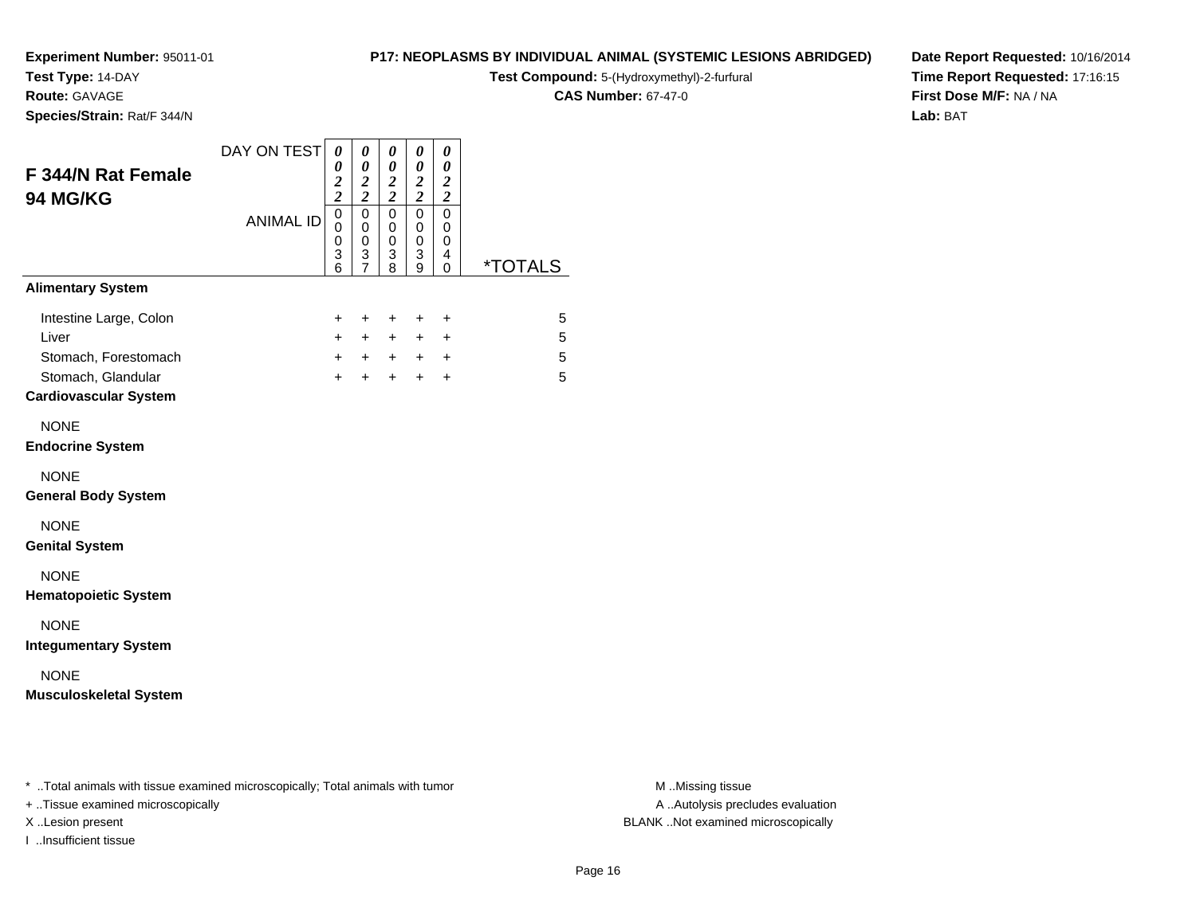**Experiment Number:** 95011-01
**Test Type:** 14-DAY
**Route:** GAVAGE
**Species/Strain:** Rat/F 344/N

**P17: NEOPLASMS BY INDIVIDUAL ANIMAL (SYSTEMIC LESIONS ABRIDGED)**
**Test Compound:** 5-(Hydroxymethyl)-2-furfural
**CAS Number:** 67-47-0

**Date Report Requested:** 10/16/2014
**Time Report Requested:** 17:16:15
**First Dose M/F:** NA / NA
**Lab:** BAT

## F 344/N Rat Female 94 MG/KG

| DAY ON TEST | 0022 | 0022 | 0022 | 0022 | 0022 | |
|---|---|---|---|---|---|---|
| ANIMAL ID | 00036 | 00037 | 00038 | 00039 | 00040 | *TOTALS |
| **Alimentary System** | | | | | | |
| Intestine Large, Colon | + | + | + | + | + | 5 |
| Liver | + | + | + | + | + | 5 |
| Stomach, Forestomach | + | + | + | + | + | 5 |
| Stomach, Glandular | + | + | + | + | + | 5 |
| **Cardiovascular System** | | | | | | |
| NONE | | | | | | |
| **Endocrine System** | | | | | | |
| NONE | | | | | | |
| **General Body System** | | | | | | |
| NONE | | | | | | |
| **Genital System** | | | | | | |
| NONE | | | | | | |
| **Hematopoietic System** | | | | | | |
| NONE | | | | | | |
| **Integumentary System** | | | | | | |
| NONE | | | | | | |
| **Musculoskeletal System** | | | | | | |

\* ..Total animals with tissue examined microscopically; Total animals with tumor
+ ..Tissue examined microscopically
X ..Lesion present
I ..Insufficient tissue

M ..Missing tissue
A ..Autolysis precludes evaluation
BLANK ..Not examined microscopically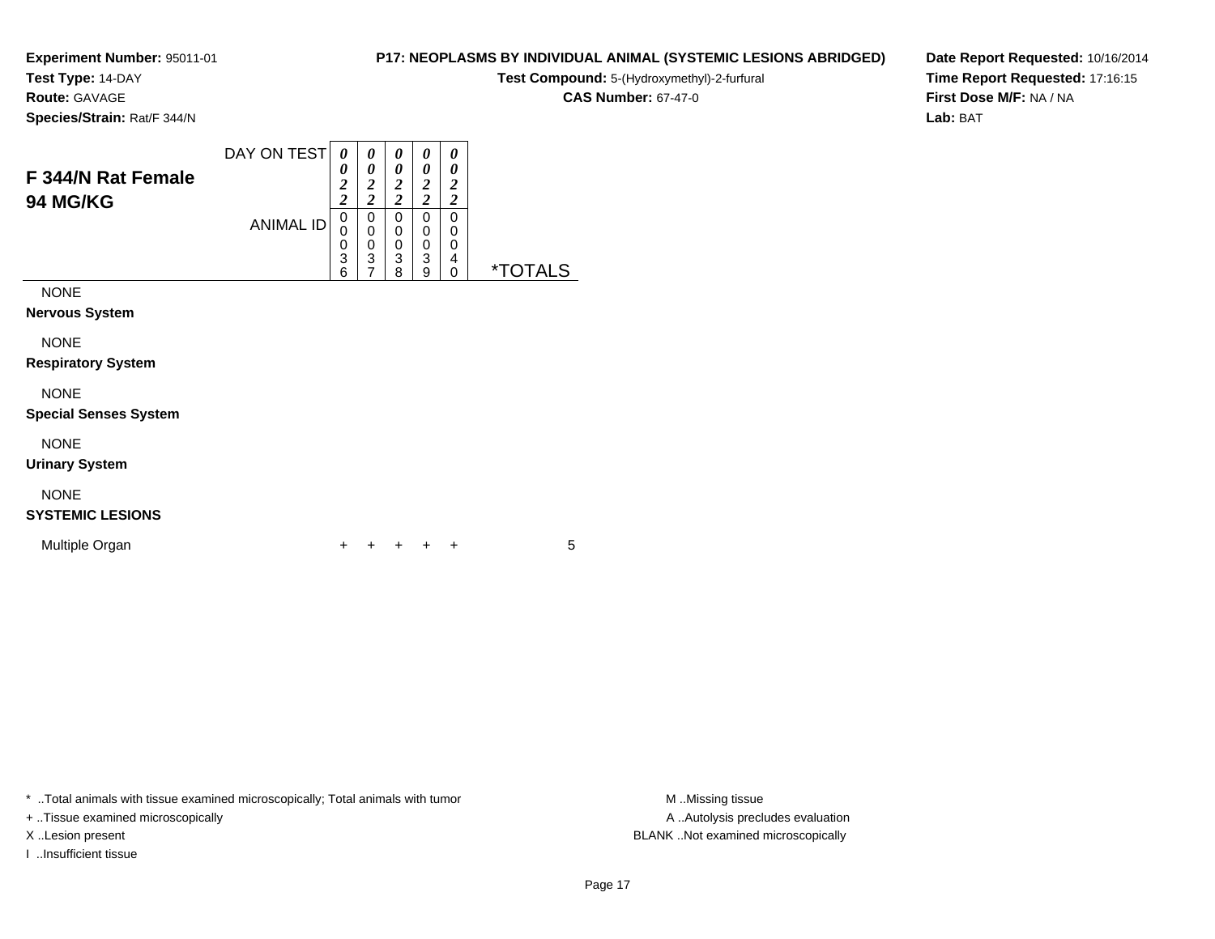**Experiment Number:** 95011-01
**Test Type:** 14-DAY
**Route:** GAVAGE
**Species/Strain:** Rat/F 344/N

**P17: NEOPLASMS BY INDIVIDUAL ANIMAL (SYSTEMIC LESIONS ABRIDGED)**
**Test Compound:** 5-(Hydroxymethyl)-2-furfural
**CAS Number:** 67-47-0

**Date Report Requested:** 10/16/2014
**Time Report Requested:** 17:16:15
**First Dose M/F:** NA / NA
**Lab:** BAT

## F 344/N Rat Female
## 94 MG/KG

| DAY ON TEST | 0022 | 0022 | 0022 | 0022 | 0022 | |
|---|---|---|---|---|---|---|
| ANIMAL ID | 00036 | 00037 | 00038 | 00039 | 00040 | *TOTALS |
| NONE | | | | | | |
| **Nervous System** | | | | | | |
| NONE | | | | | | |
| **Respiratory System** | | | | | | |
| NONE | | | | | | |
| **Special Senses System** | | | | | | |
| NONE | | | | | | |
| **Urinary System** | | | | | | |
| NONE | | | | | | |
| **SYSTEMIC LESIONS** | | | | | | |
| Multiple Organ | + | + | + | + | + | 5 |

* ..Total animals with tissue examined microscopically; Total animals with tumor
+ ..Tissue examined microscopically
X ..Lesion present
I ..Insufficient tissue

M ..Missing tissue
A ..Autolysis precludes evaluation
BLANK ..Not examined microscopically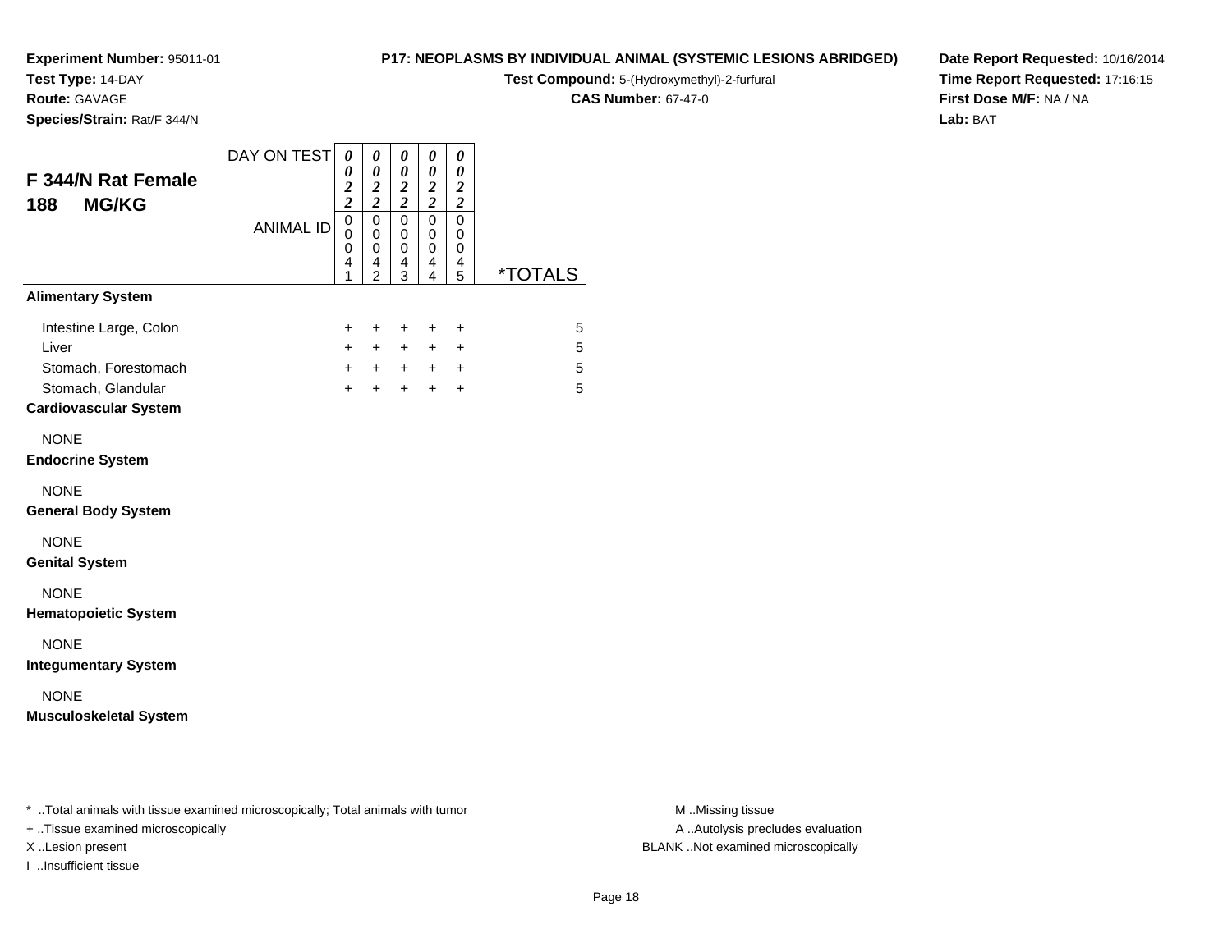**Experiment Number:** 95011-01
**Test Type:** 14-DAY
**Route:** GAVAGE
**Species/Strain:** Rat/F 344/N

**P17: NEOPLASMS BY INDIVIDUAL ANIMAL (SYSTEMIC LESIONS ABRIDGED)**
**Test Compound:** 5-(Hydroxymethyl)-2-furfural
**CAS Number:** 67-47-0

**Date Report Requested:** 10/16/2014
**Time Report Requested:** 17:16:15
**First Dose M/F:** NA / NA
**Lab:** BAT

## F 344/N Rat Female 188 MG/KG

| DAY ON TEST | 0022 | 0022 | 0022 | 0022 | 0022 | |
|---|---|---|---|---|---|---|
| **ANIMAL ID** | 00041 | 00042 | 00043 | 00044 | 00045 | ***TOTALS** |
| **Alimentary System** | | | | | | |
| Intestine Large, Colon | + | + | + | + | + | 5 |
| Liver | + | + | + | + | + | 5 |
| Stomach, Forestomach | + | + | + | + | + | 5 |
| Stomach, Glandular | + | + | + | + | + | 5 |
| **Cardiovascular System** | | | | | | |
| NONE | | | | | | |
| **Endocrine System** | | | | | | |
| NONE | | | | | | |
| **General Body System** | | | | | | |
| NONE | | | | | | |
| **Genital System** | | | | | | |
| NONE | | | | | | |
| **Hematopoietic System** | | | | | | |
| NONE | | | | | | |
| **Integumentary System** | | | | | | |
| NONE | | | | | | |
| **Musculoskeletal System** | | | | | | |

\* ..Total animals with tissue examined microscopically; Total animals with tumor
\+ ..Tissue examined microscopically
X ..Lesion present
I ..Insufficient tissue

M ..Missing tissue
A ..Autolysis precludes evaluation
BLANK ..Not examined microscopically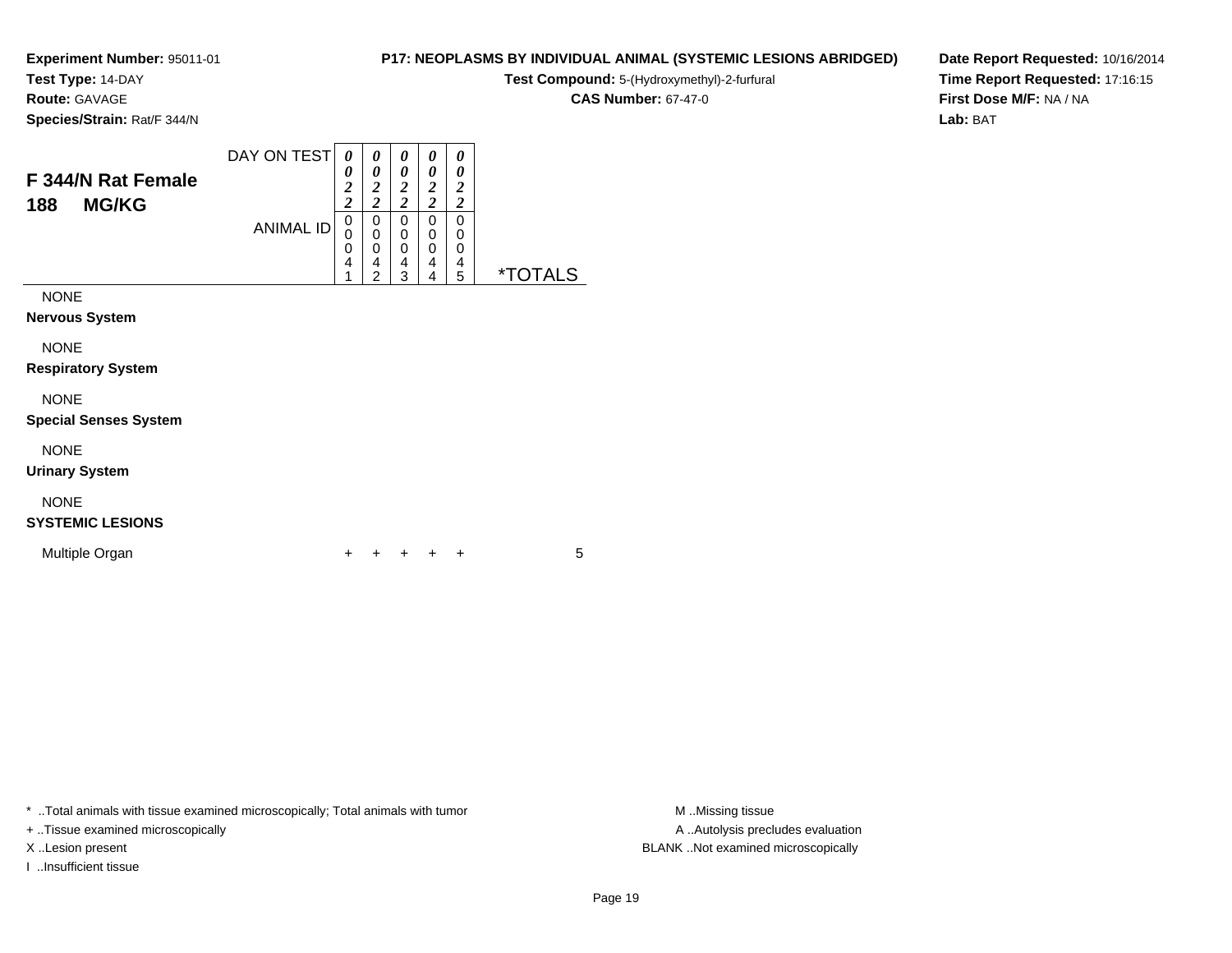**Experiment Number:** 95011-01
**Test Type:** 14-DAY
**Route:** GAVAGE
**Species/Strain:** Rat/F 344/N

**P17: NEOPLASMS BY INDIVIDUAL ANIMAL (SYSTEMIC LESIONS ABRIDGED)**
**Test Compound:** 5-(Hydroxymethyl)-2-furfural
**CAS Number:** 67-47-0

**Date Report Requested:** 10/16/2014
**Time Report Requested:** 17:16:15
**First Dose M/F:** NA / NA
**Lab:** BAT

## F 344/N Rat Female
## 188 MG/KG

| | | | | | | |
|---|---|---|---|---|---|---|
| DAY ON TEST | 0022 | 0022 | 0022 | 0022 | 0022 | |
| ANIMAL ID | 00041 | 00042 | 00043 | 00044 | 00045 | *TOTALS |
| NONE | | | | | | |
| **Nervous System** | | | | | | |
| NONE | | | | | | |
| **Respiratory System** | | | | | | |
| NONE | | | | | | |
| **Special Senses System** | | | | | | |
| NONE | | | | | | |
| **Urinary System** | | | | | | |
| NONE | | | | | | |
| **SYSTEMIC LESIONS** | | | | | | |
| Multiple Organ | + | + | + | + | + | 5 |

* ..Total animals with tissue examined microscopically; Total animals with tumor
+ ..Tissue examined microscopically
X ..Lesion present
I ..Insufficient tissue

M ..Missing tissue
A ..Autolysis precludes evaluation
BLANK ..Not examined microscopically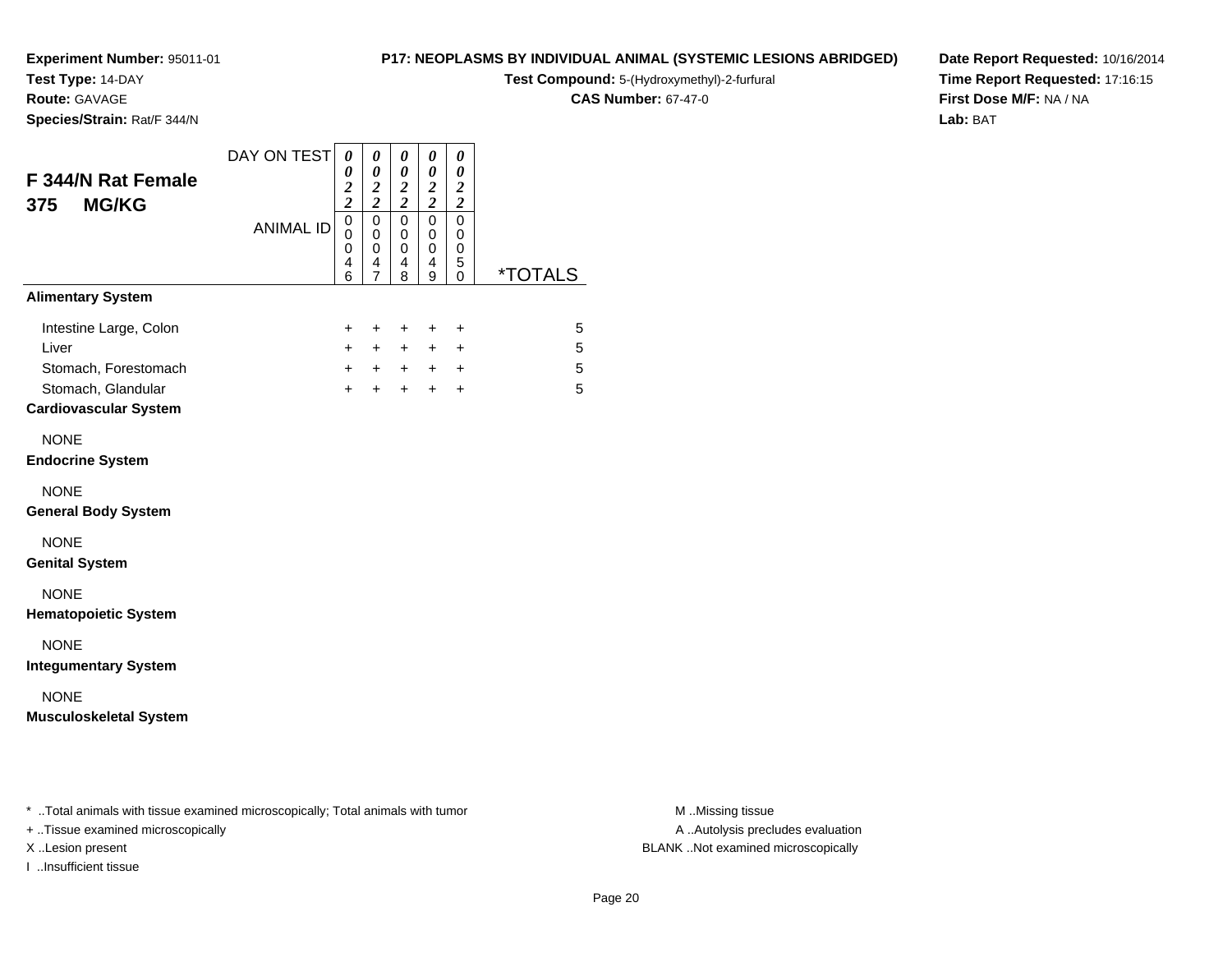**Experiment Number:** 95011-01
**Test Type:** 14-DAY
**Route:** GAVAGE
**Species/Strain:** Rat/F 344/N

**P17: NEOPLASMS BY INDIVIDUAL ANIMAL (SYSTEMIC LESIONS ABRIDGED)**
**Test Compound:** 5-(Hydroxymethyl)-2-furfural
**CAS Number:** 67-47-0

**Date Report Requested:** 10/16/2014
**Time Report Requested:** 17:16:15
**First Dose M/F:** NA / NA
**Lab:** BAT

## F 344/N Rat Female
## 375 MG/KG

| DAY ON TEST | 0022 | 0022 | 0022 | 0022 | 0022 | |
|---|---|---|---|---|---|---|
| ANIMAL ID | 00046 | 00047 | 00048 | 00049 | 00050 | *TOTALS |
| **Alimentary System** | | | | | | |
| Intestine Large, Colon | + | + | + | + | + | 5 |
| Liver | + | + | + | + | + | 5 |
| Stomach, Forestomach | + | + | + | + | + | 5 |
| Stomach, Glandular | + | + | + | + | + | 5 |
| **Cardiovascular System** | | | | | | |
| NONE | | | | | | |
| **Endocrine System** | | | | | | |
| NONE | | | | | | |
| **General Body System** | | | | | | |
| NONE | | | | | | |
| **Genital System** | | | | | | |
| NONE | | | | | | |
| **Hematopoietic System** | | | | | | |
| NONE | | | | | | |
| **Integumentary System** | | | | | | |
| NONE | | | | | | |
| **Musculoskeletal System** | | | | | | |

* ..Total animals with tissue examined microscopically; Total animals with tumor
+ ..Tissue examined microscopically
X ..Lesion present
I ..Insufficient tissue

M ..Missing tissue
A ..Autolysis precludes evaluation
BLANK ..Not examined microscopically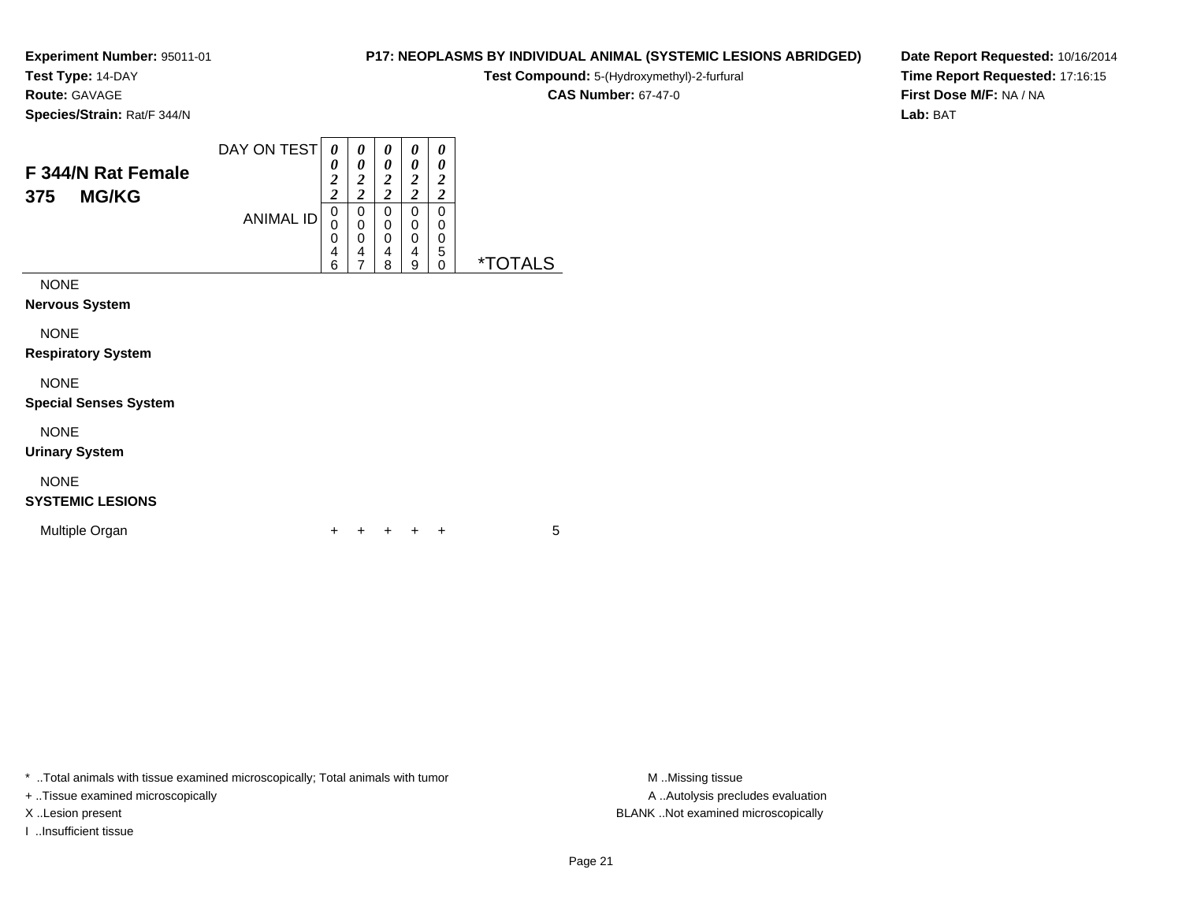**Experiment Number:** 95011-01
**Test Type:** 14-DAY
**Route:** GAVAGE
**Species/Strain:** Rat/F 344/N

**P17: NEOPLASMS BY INDIVIDUAL ANIMAL (SYSTEMIC LESIONS ABRIDGED)**
**Test Compound:** 5-(Hydroxymethyl)-2-furfural
**CAS Number:** 67-47-0

**Date Report Requested:** 10/16/2014
**Time Report Requested:** 17:16:15
**First Dose M/F:** NA / NA
**Lab:** BAT

## F 344/N Rat Female 375 MG/KG

| DAY ON TEST | 0022 | 0022 | 0022 | 0022 | 0022 | |
|---|---|---|---|---|---|---|
| **ANIMAL ID** | 00046 | 00047 | 00048 | 00049 | 00050 | ***TOTALS** |
| NONE | | | | | | |
| **Nervous System** | | | | | | |
| NONE | | | | | | |
| **Respiratory System** | | | | | | |
| NONE | | | | | | |
| **Special Senses System** | | | | | | |
| NONE | | | | | | |
| **Urinary System** | | | | | | |
| NONE | | | | | | |
| **SYSTEMIC LESIONS** | | | | | | |
| Multiple Organ | + | + | + | + | + | 5 |

\* ..Total animals with tissue examined microscopically; Total animals with tumor
+ ..Tissue examined microscopically
X ..Lesion present
I ..Insufficient tissue

M ..Missing tissue
A ..Autolysis precludes evaluation
BLANK ..Not examined microscopically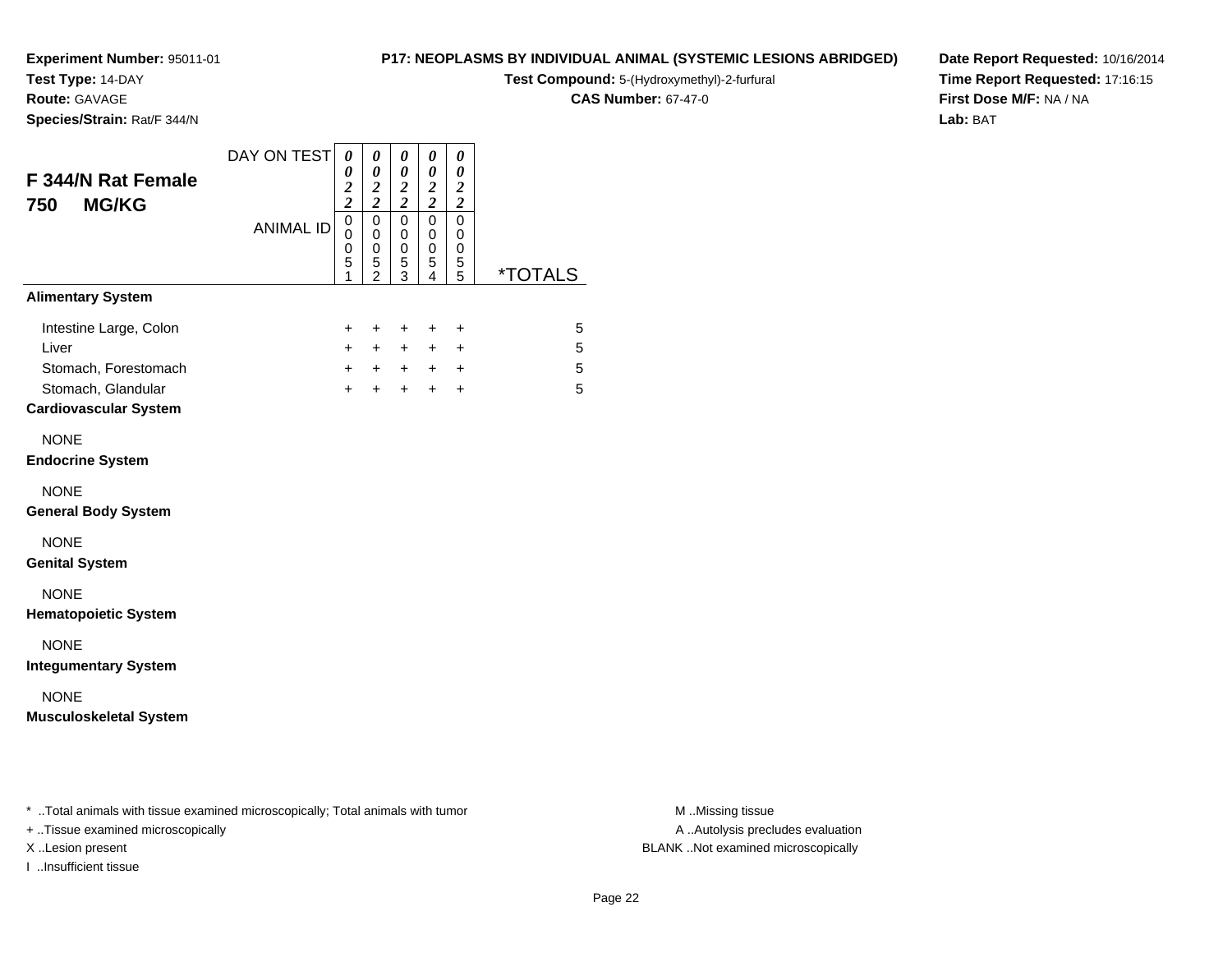**Experiment Number:** 95011-01
**Test Type:** 14-DAY
**Route:** GAVAGE
**Species/Strain:** Rat/F 344/N

**P17: NEOPLASMS BY INDIVIDUAL ANIMAL (SYSTEMIC LESIONS ABRIDGED)**
**Test Compound:** 5-(Hydroxymethyl)-2-furfural
**CAS Number:** 67-47-0

**Date Report Requested:** 10/16/2014
**Time Report Requested:** 17:16:15
**First Dose M/F:** NA / NA
**Lab:** BAT

## F 344/N Rat Female 750 MG/KG

| DAY ON TEST | 0022 | 0022 | 0022 | 0022 | 0022 | |
|---|---|---|---|---|---|---|
| ANIMAL ID | 00051 | 00052 | 00053 | 00054 | 00055 | *TOTALS |
| **Alimentary System** | | | | | | |
| Intestine Large, Colon | + | + | + | + | + | 5 |
| Liver | + | + | + | + | + | 5 |
| Stomach, Forestomach | + | + | + | + | + | 5 |
| Stomach, Glandular | + | + | + | + | + | 5 |
| **Cardiovascular System** | | | | | | |
| NONE | | | | | | |
| **Endocrine System** | | | | | | |
| NONE | | | | | | |
| **General Body System** | | | | | | |
| NONE | | | | | | |
| **Genital System** | | | | | | |
| NONE | | | | | | |
| **Hematopoietic System** | | | | | | |
| NONE | | | | | | |
| **Integumentary System** | | | | | | |
| NONE | | | | | | |
| **Musculoskeletal System** | | | | | | |

* ..Total animals with tissue examined microscopically; Total animals with tumor
+ ..Tissue examined microscopically
X ..Lesion present
I ..Insufficient tissue

M ..Missing tissue
A ..Autolysis precludes evaluation
BLANK ..Not examined microscopically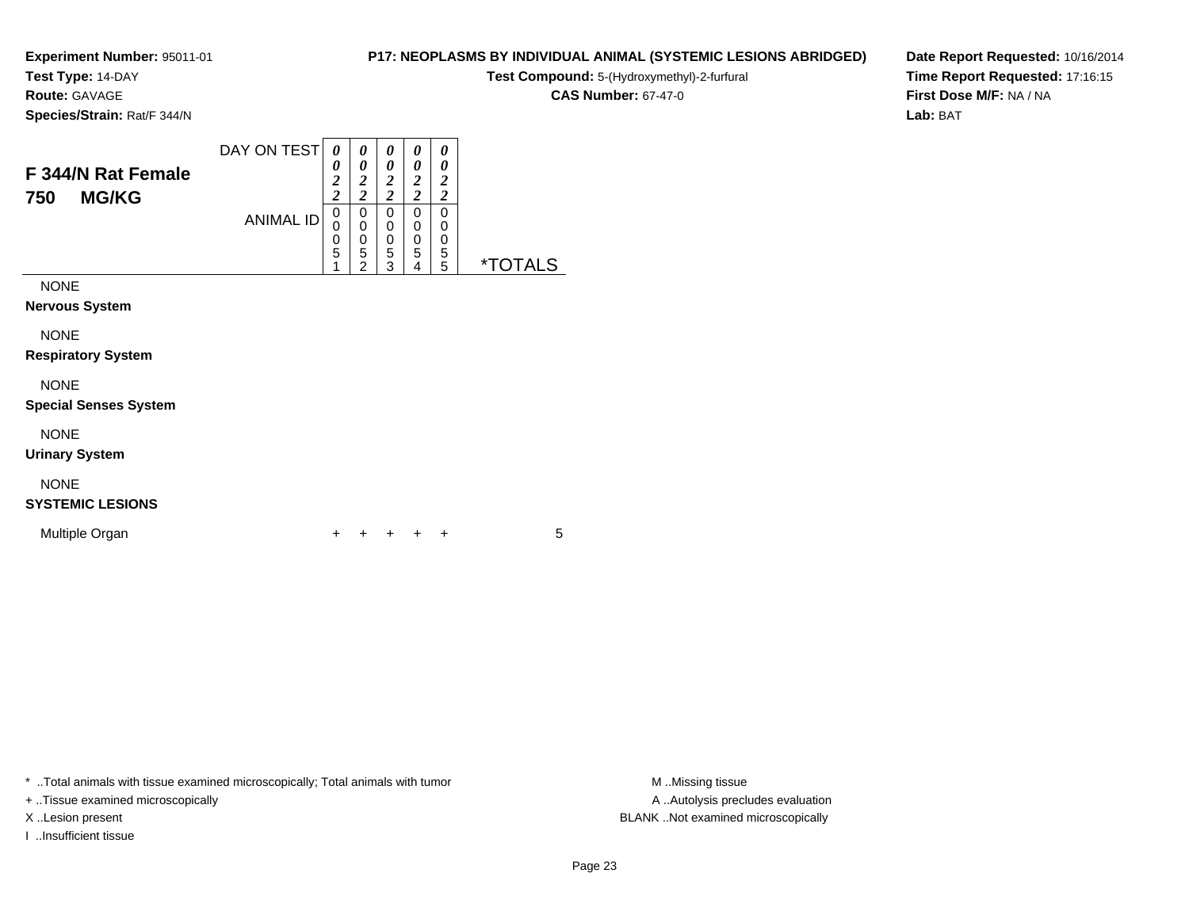**Experiment Number:** 95011-01
**Test Type:** 14-DAY
**Route:** GAVAGE
**Species/Strain:** Rat/F 344/N

**P17: NEOPLASMS BY INDIVIDUAL ANIMAL (SYSTEMIC LESIONS ABRIDGED)**
**Test Compound:** 5-(Hydroxymethyl)-2-furfural
**CAS Number:** 67-47-0

**Date Report Requested:** 10/16/2014
**Time Report Requested:** 17:16:15
**First Dose M/F:** NA / NA
**Lab:** BAT

## F 344/N Rat Female
## 750 MG/KG

| | | | | | | |
|---|---|---|---|---|---|---|
| DAY ON TEST | 0022 | 0022 | 0022 | 0022 | 0022 | |
| ANIMAL ID | 00051 | 00052 | 00053 | 00054 | 00055 | *TOTALS |
| NONE | | | | | | |
| **Nervous System** | | | | | | |
| NONE | | | | | | |
| **Respiratory System** | | | | | | |
| NONE | | | | | | |
| **Special Senses System** | | | | | | |
| NONE | | | | | | |
| **Urinary System** | | | | | | |
| NONE | | | | | | |
| **SYSTEMIC LESIONS** | | | | | | |
| Multiple Organ | + | + | + | + | + | 5 |

* ..Total animals with tissue examined microscopically; Total animals with tumor
+ ..Tissue examined microscopically
X ..Lesion present
I ..Insufficient tissue

M ..Missing tissue
A ..Autolysis precludes evaluation
BLANK ..Not examined microscopically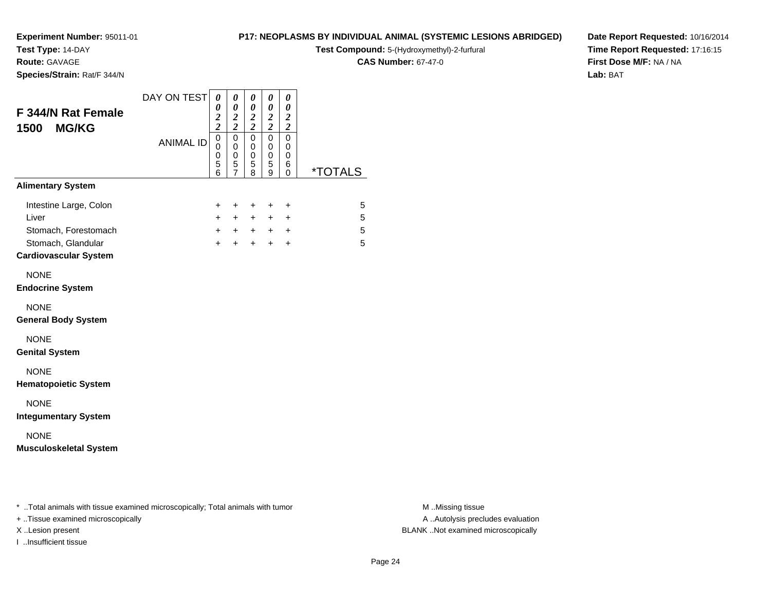**Experiment Number:** 95011-01
**Test Type:** 14-DAY
**Route:** GAVAGE
**Species/Strain:** Rat/F 344/N

**P17: NEOPLASMS BY INDIVIDUAL ANIMAL (SYSTEMIC LESIONS ABRIDGED)**
**Test Compound:** 5-(Hydroxymethyl)-2-furfural
**CAS Number:** 67-47-0

**Date Report Requested:** 10/16/2014
**Time Report Requested:** 17:16:15
**First Dose M/F:** NA / NA
**Lab:** BAT

## F 344/N Rat Female 1500 MG/KG

| DAY ON TEST | 0022 | 0022 | 0022 | 0022 | 0022 | |
|---|---|---|---|---|---|---|
| ANIMAL ID | 00056 | 00057 | 00058 | 00059 | 00060 | *TOTALS |
| **Alimentary System** | | | | | | |
| Intestine Large, Colon | + | + | + | + | + | 5 |
| Liver | + | + | + | + | + | 5 |
| Stomach, Forestomach | + | + | + | + | + | 5 |
| Stomach, Glandular | + | + | + | + | + | 5 |
| **Cardiovascular System** | | | | | | |
| NONE | | | | | | |
| **Endocrine System** | | | | | | |
| NONE | | | | | | |
| **General Body System** | | | | | | |
| NONE | | | | | | |
| **Genital System** | | | | | | |
| NONE | | | | | | |
| **Hematopoietic System** | | | | | | |
| NONE | | | | | | |
| **Integumentary System** | | | | | | |
| NONE | | | | | | |
| **Musculoskeletal System** | | | | | | |

\* ..Total animals with tissue examined microscopically; Total animals with tumor
+ ..Tissue examined microscopically
X ..Lesion present
I ..Insufficient tissue

M ..Missing tissue
A ..Autolysis precludes evaluation
BLANK ..Not examined microscopically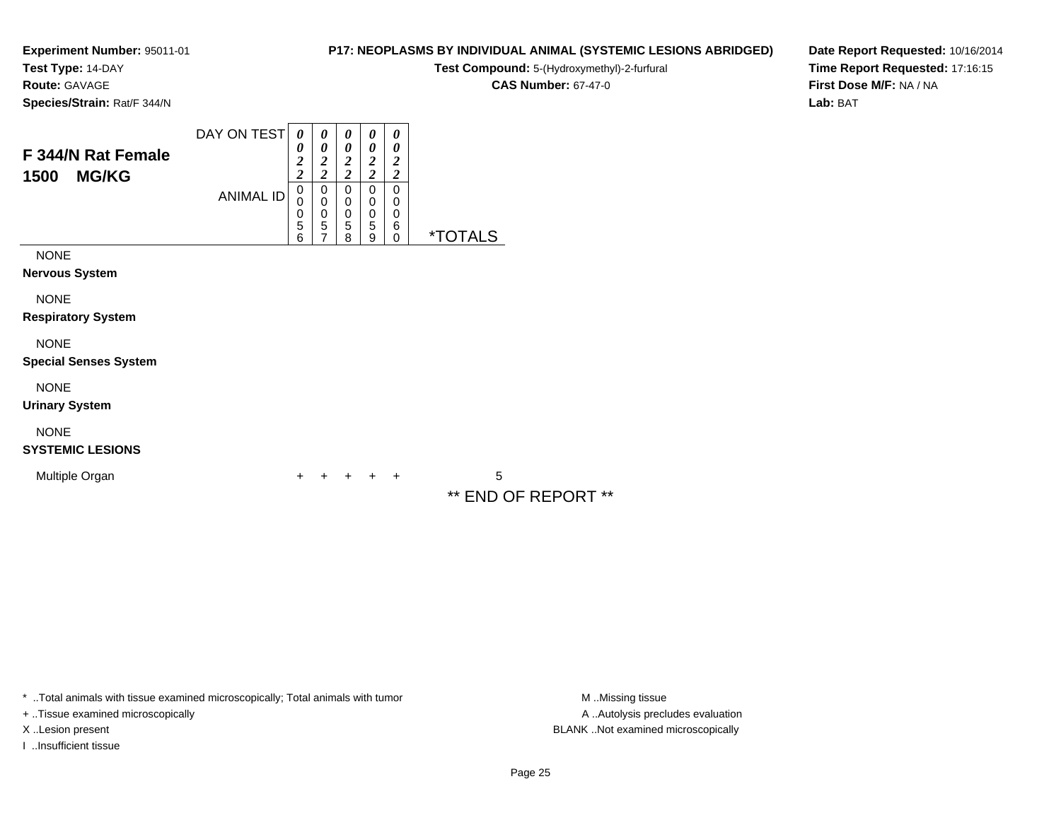**Experiment Number:** 95011-01
**Test Type:** 14-DAY
**Route:** GAVAGE
**Species/Strain:** Rat/F 344/N

**P17: NEOPLASMS BY INDIVIDUAL ANIMAL (SYSTEMIC LESIONS ABRIDGED)**
**Test Compound:** 5-(Hydroxymethyl)-2-furfural
**CAS Number:** 67-47-0

**Date Report Requested:** 10/16/2014
**Time Report Requested:** 17:16:15
**First Dose M/F:** NA / NA
**Lab:** BAT

## F 344/N Rat Female
## 1500 MG/KG

| DAY ON TEST | 0022 | 0022 | 0022 | 0022 | 0022 | |
|---|---|---|---|---|---|---|
| ANIMAL ID | 00056 | 00057 | 00058 | 00059 | 00060 | *TOTALS |
| NONE | | | | | | |
| **Nervous System** | | | | | | |
| NONE | | | | | | |
| **Respiratory System** | | | | | | |
| NONE | | | | | | |
| **Special Senses System** | | | | | | |
| NONE | | | | | | |
| **Urinary System** | | | | | | |
| NONE | | | | | | |
| **SYSTEMIC LESIONS** | | | | | | |
| Multiple Organ | + | + | + | + | + | 5 |

** END OF REPORT **

* ..Total animals with tissue examined microscopically; Total animals with tumor
+ ..Tissue examined microscopically
X ..Lesion present
I ..Insufficient tissue

M ..Missing tissue
A ..Autolysis precludes evaluation
BLANK ..Not examined microscopically